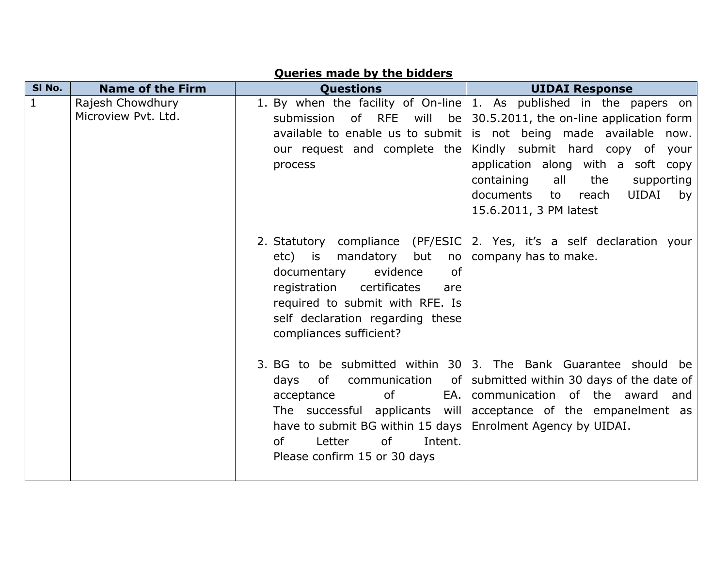**Queries made by the bidders**

| Sl No. | Name of the Firm | Questions | UIDAI Response |
| --- | --- | --- | --- |
| 1 | Rajesh Chowdhury Microview Pvt. Ltd. | 1. By when the facility of On-line submission of RFE will be available to enable us to submit our request and complete the process | 1. As published in the papers on 30.5.2011, the on-line application form is not being made available now. Kindly submit hard copy of your application along with a soft copy containing all the supporting documents to reach UIDAI by 15.6.2011, 3 PM latest |
| | | 2. Statutory compliance (PF/ESIC etc) is mandatory but no documentary evidence of registration certificates are required to submit with RFE. Is self declaration regarding these compliances sufficient? | 2. Yes, it's a self declaration your company has to make. |
| | | 3. BG to be submitted within 30 days of communication of acceptance of EA. The successful applicants will have to submit BG within 15 days of Letter of Intent. Please confirm 15 or 30 days | 3. The Bank Guarantee should be submitted within 30 days of the date of communication of the award and acceptance of the empanelment as Enrolment Agency by UIDAI. |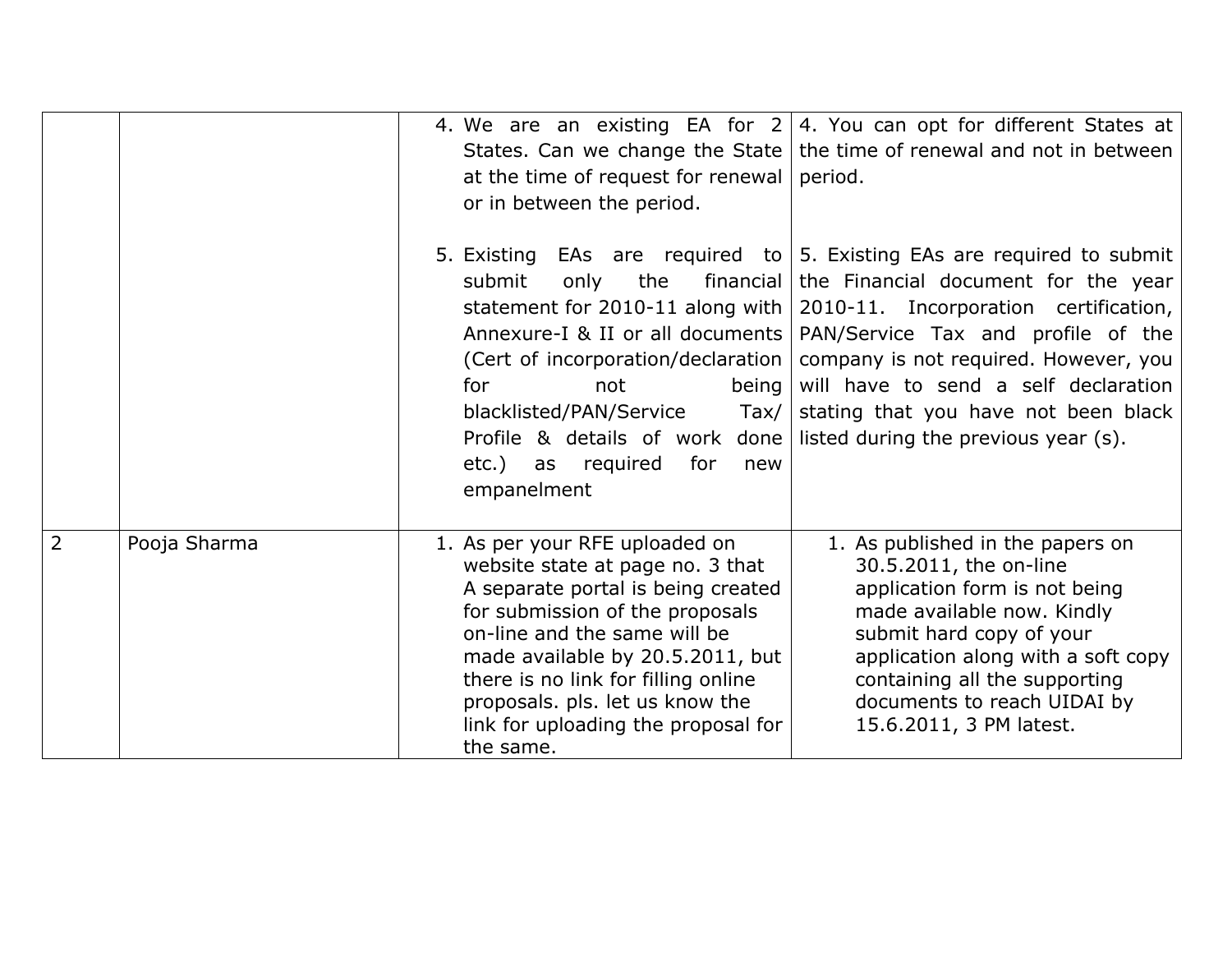| | | | |
|---|---|---|---|
| | | 4. We are an existing EA for 2 States. Can we change the State at the time of request for renewal or in between the period.<br><br>5. Existing EAs are required to submit only the financial statement for 2010-11 along with Annexure-I & II or all documents (Cert of incorporation/declaration for not being blacklisted/PAN/Service Tax/ Profile & details of work done etc.) as required for new empanelment | 4. You can opt for different States at the time of renewal and not in between period.<br><br>5. Existing EAs are required to submit the Financial document for the year 2010-11. Incorporation certification, PAN/Service Tax and profile of the company is not required. However, you will have to send a self declaration stating that you have not been black listed during the previous year (s). |
| 2 | Pooja Sharma | 1. As per your RFE uploaded on website state at page no. 3 that A separate portal is being created for submission of the proposals on-line and the same will be made available by 20.5.2011, but there is no link for filling online proposals. pls. let us know the link for uploading the proposal for the same. | 1. As published in the papers on 30.5.2011, the on-line application form is not being made available now. Kindly submit hard copy of your application along with a soft copy containing all the supporting documents to reach UIDAI by 15.6.2011, 3 PM latest. |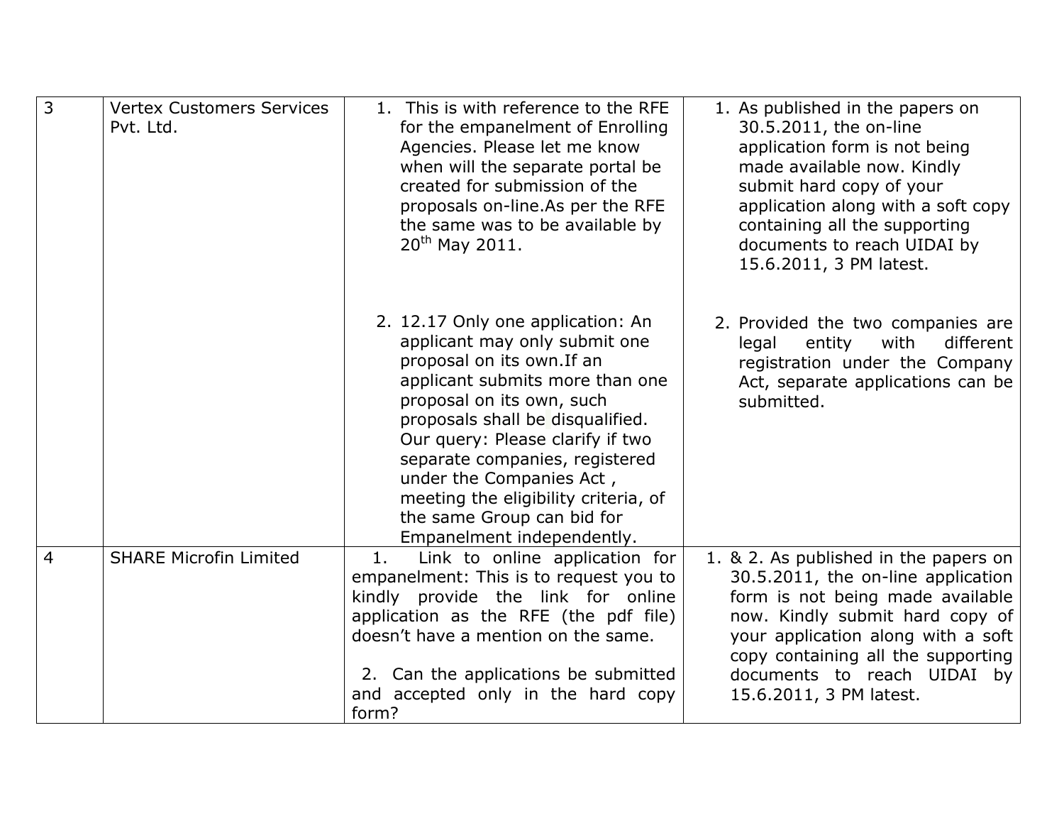| 3 | Vertex Customers Services Pvt. Ltd. | 1. This is with reference to the RFE for the empanelment of Enrolling Agencies. Please let me know when will the separate portal be created for submission of the proposals on-line.As per the RFE the same was to be available by 20th May 2011.<br><br>2. 12.17 Only one application: An applicant may only submit one proposal on its own.If an applicant submits more than one proposal on its own, such proposals shall be disqualified. Our query: Please clarify if two separate companies, registered under the Companies Act , meeting the eligibility criteria, of the same Group can bid for Empanelment independently. | 1. As published in the papers on 30.5.2011, the on-line application form is not being made available now. Kindly submit hard copy of your application along with a soft copy containing all the supporting documents to reach UIDAI by 15.6.2011, 3 PM latest.<br><br>2. Provided the two companies are legal entity with different registration under the Company Act, separate applications can be submitted. |
|---|---|---|---|
| 4 | SHARE Microfin Limited | 1. Link to online application for empanelment: This is to request you to kindly provide the link for online application as the RFE (the pdf file) doesn't have a mention on the same.<br><br>2. Can the applications be submitted and accepted only in the hard copy form? | 1. & 2. As published in the papers on 30.5.2011, the on-line application form is not being made available now. Kindly submit hard copy of your application along with a soft copy containing all the supporting documents to reach UIDAI by 15.6.2011, 3 PM latest. |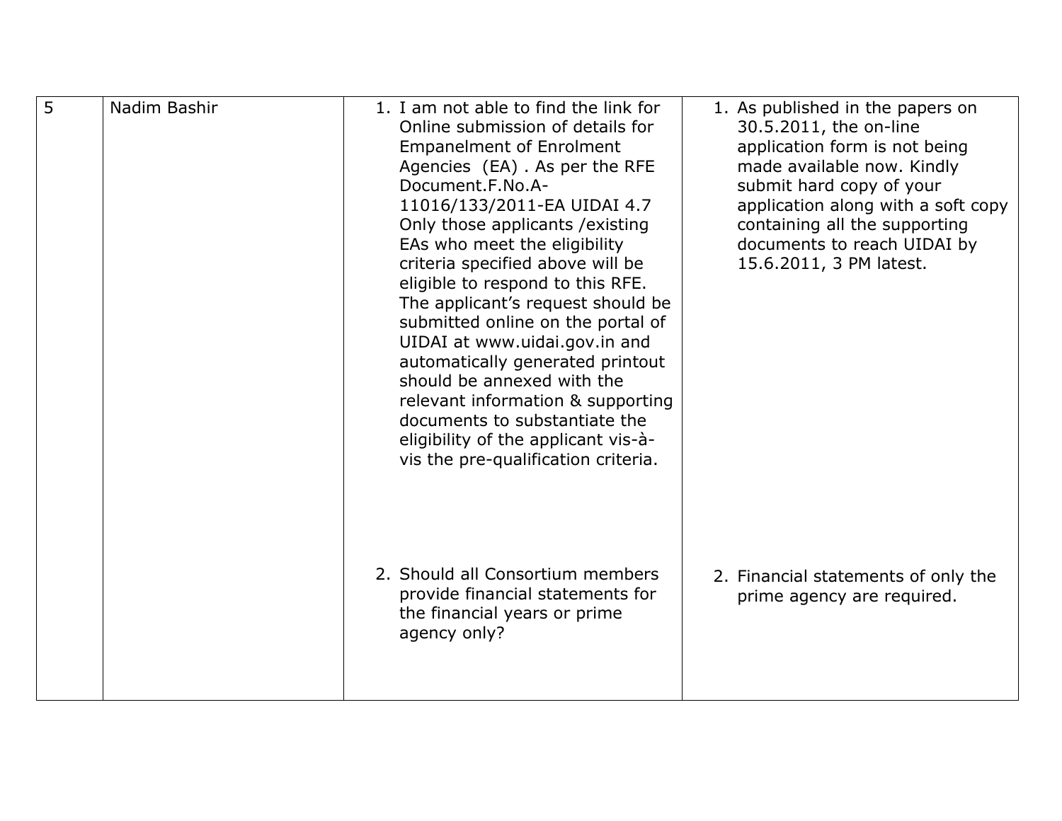| 5 | Nadim Bashir | 1. I am not able to find the link for Online submission of details for Empanelment of Enrolment Agencies (EA) . As per the RFE Document.F.No.A-11016/133/2011-EA UIDAI 4.7 Only those applicants /existing EAs who meet the eligibility criteria specified above will be eligible to respond to this RFE. The applicant's request should be submitted online on the portal of UIDAI at www.uidai.gov.in and automatically generated printout should be annexed with the relevant information & supporting documents to substantiate the eligibility of the applicant vis-à-vis the pre-qualification criteria. | 1. As published in the papers on 30.5.2011, the on-line application form is not being made available now. Kindly submit hard copy of your application along with a soft copy containing all the supporting documents to reach UIDAI by 15.6.2011, 3 PM latest. |
|---|---|---|---|
| | | 2. Should all Consortium members provide financial statements for the financial years or prime agency only? | 2. Financial statements of only the prime agency are required. |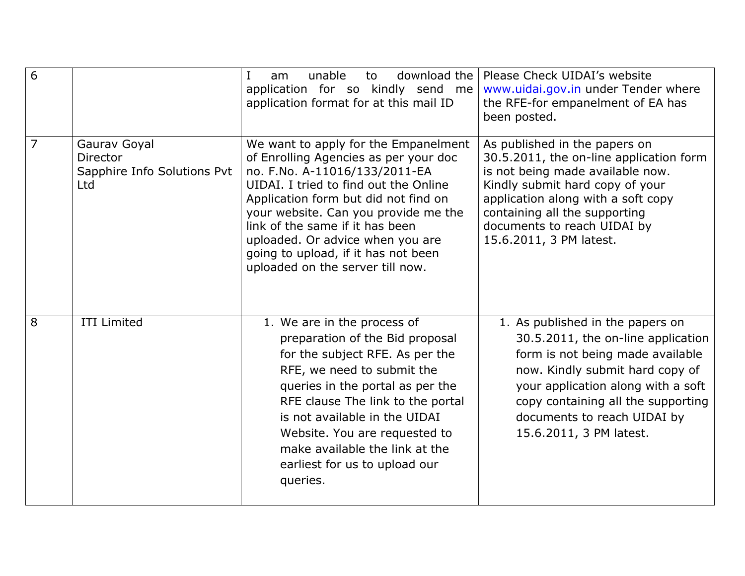| 6 | | I am unable to download the application for so kindly send me application format for at this mail ID | Please Check UIDAI's website www.uidai.gov.in under Tender where the RFE-for empanelment of EA has been posted. |
|---|---|---|---|
| 7 | Gaurav Goyal<br>Director<br>Sapphire Info Solutions Pvt Ltd | We want to apply for the Empanelment of Enrolling Agencies as per your doc no. F.No. A-11016/133/2011-EA UIDAI. I tried to find out the Online Application form but did not find on your website. Can you provide me the link of the same if it has been uploaded. Or advice when you are going to upload, if it has not been uploaded on the server till now. | As published in the papers on 30.5.2011, the on-line application form is not being made available now. Kindly submit hard copy of your application along with a soft copy containing all the supporting documents to reach UIDAI by 15.6.2011, 3 PM latest. |
| 8 | ITI Limited | 1. We are in the process of preparation of the Bid proposal for the subject RFE. As per the RFE, we need to submit the queries in the portal as per the RFE clause The link to the portal is not available in the UIDAI Website. You are requested to make available the link at the earliest for us to upload our queries. | 1. As published in the papers on 30.5.2011, the on-line application form is not being made available now. Kindly submit hard copy of your application along with a soft copy containing all the supporting documents to reach UIDAI by 15.6.2011, 3 PM latest. |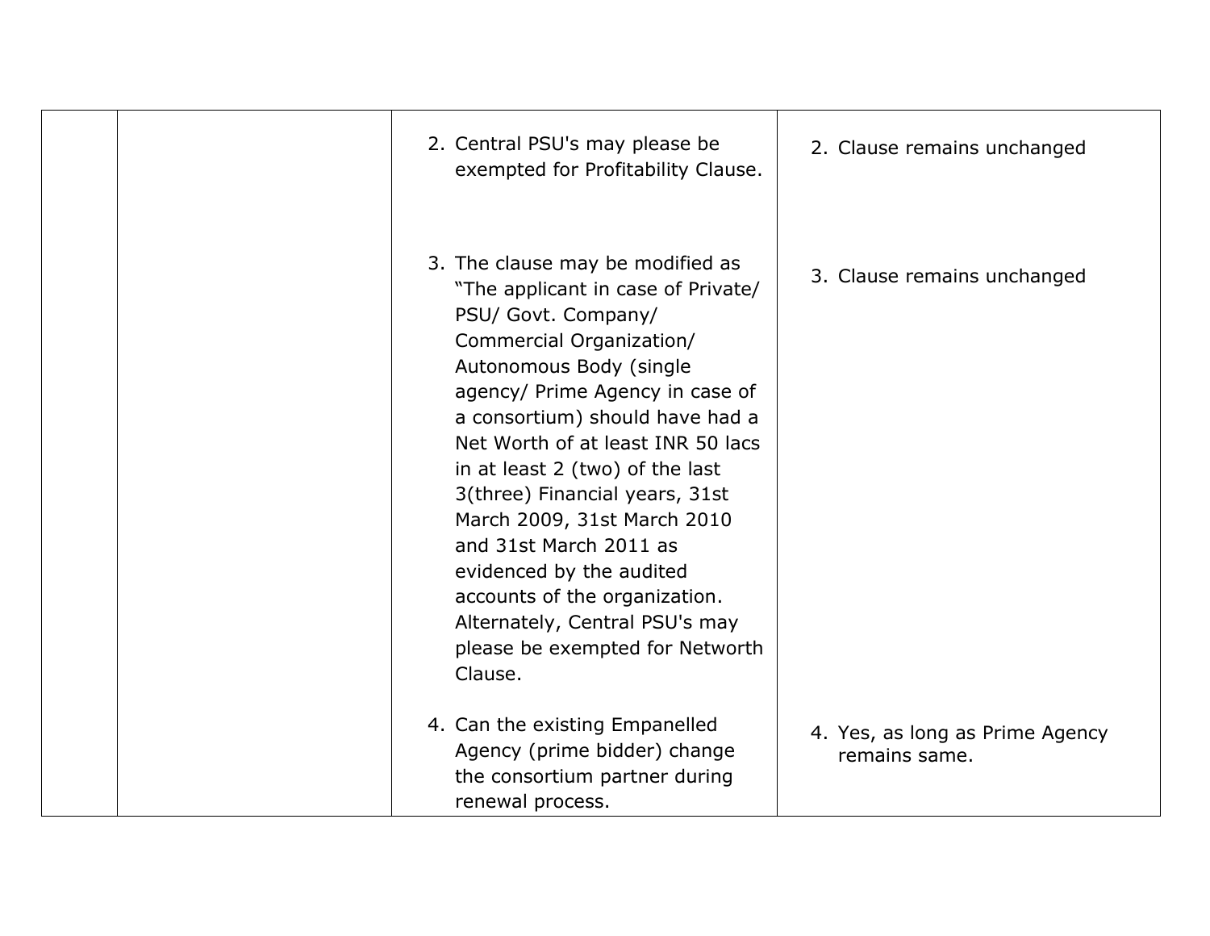| | | | |
|---|---|---|---|
| | | 2. Central PSU's may please be exempted for Profitability Clause. | 2. Clause remains unchanged |
| | | 3. The clause may be modified as "The applicant in case of Private/ PSU/ Govt. Company/ Commercial Organization/ Autonomous Body (single agency/ Prime Agency in case of a consortium) should have had a Net Worth of at least INR 50 lacs in at least 2 (two) of the last 3(three) Financial years, 31st March 2009, 31st March 2010 and 31st March 2011 as evidenced by the audited accounts of the organization. Alternately, Central PSU's may please be exempted for Networth Clause. | 3. Clause remains unchanged |
| | | 4. Can the existing Empanelled Agency (prime bidder) change the consortium partner during renewal process. | 4. Yes, as long as Prime Agency remains same. |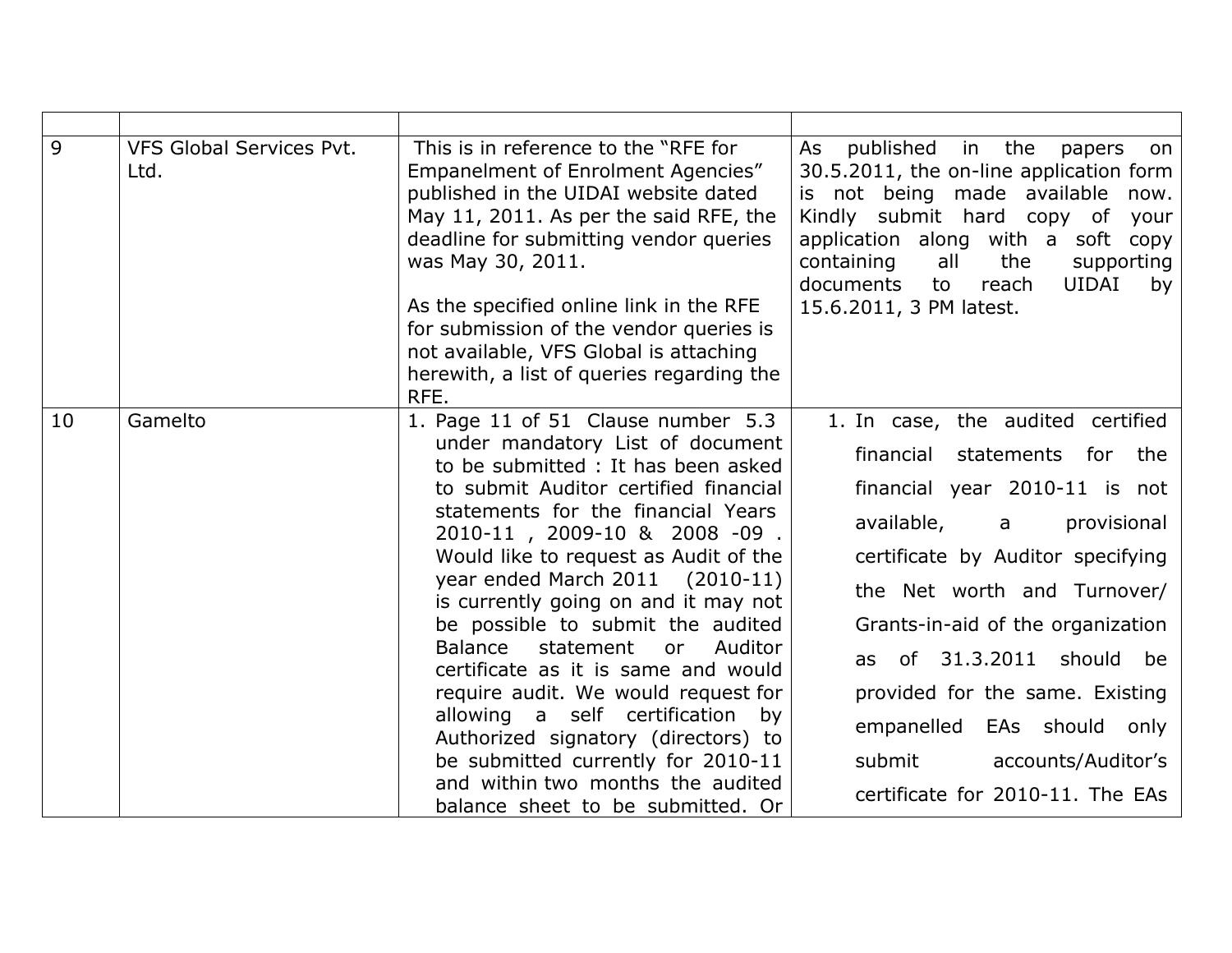| | | | |
|---|---|---|---|
| 9 | VFS Global Services Pvt. Ltd. | This is in reference to the "RFE for Empanelment of Enrolment Agencies" published in the UIDAI website dated May 11, 2011. As per the said RFE, the deadline for submitting vendor queries was May 30, 2011.<br><br>As the specified online link in the RFE for submission of the vendor queries is not available, VFS Global is attaching herewith, a list of queries regarding the RFE. | As published in the papers on 30.5.2011, the on-line application form is not being made available now. Kindly submit hard copy of your application along with a soft copy containing all the supporting documents to reach UIDAI by 15.6.2011, 3 PM latest. |
| 10 | Gamelto | 1. Page 11 of 51 Clause number 5.3 under mandatory List of document to be submitted : It has been asked to submit Auditor certified financial statements for the financial Years 2010-11 , 2009-10 & 2008 -09 . Would like to request as Audit of the year ended March 2011 (2010-11) is currently going on and it may not be possible to submit the audited Balance statement or Auditor certificate as it is same and would require audit. We would request for allowing a self certification by Authorized signatory (directors) to be submitted currently for 2010-11 and within two months the audited balance sheet to be submitted. Or | 1. In case, the audited certified financial statements for the financial year 2010-11 is not available, a provisional certificate by Auditor specifying the Net worth and Turnover/ Grants-in-aid of the organization as of 31.3.2011 should be provided for the same. Existing empanelled EAs should only submit accounts/Auditor's certificate for 2010-11. The EAs |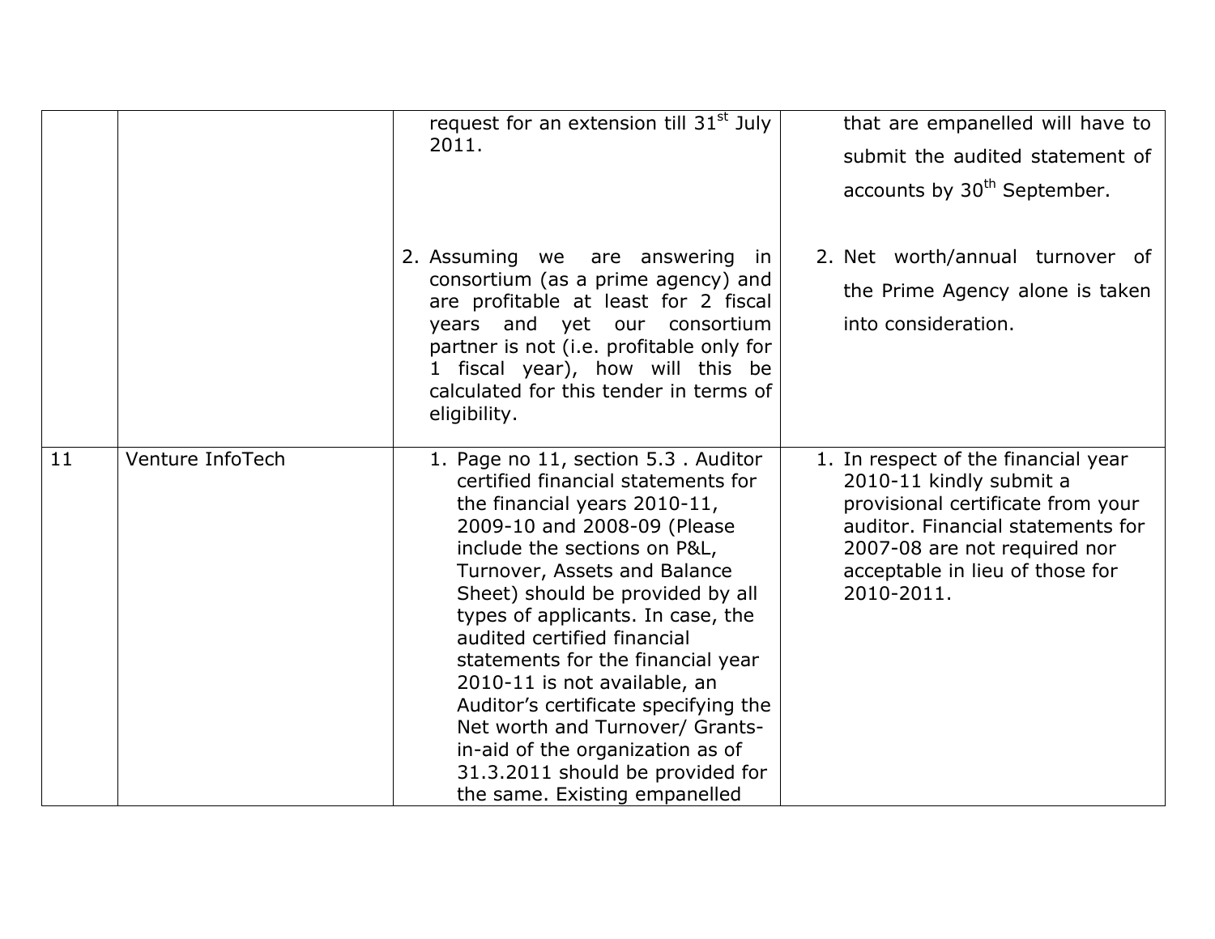| | | | |
|---|---|---|---|
| | | request for an extension till 31st July 2011. | that are empanelled will have to submit the audited statement of accounts by 30th September. |
| | | 2. Assuming we are answering in consortium (as a prime agency) and are profitable at least for 2 fiscal years and yet our consortium partner is not (i.e. profitable only for 1 fiscal year), how will this be calculated for this tender in terms of eligibility. | 2. Net worth/annual turnover of the Prime Agency alone is taken into consideration. |
| 11 | Venture InfoTech | 1. Page no 11, section 5.3 . Auditor certified financial statements for the financial years 2010-11, 2009-10 and 2008-09 (Please include the sections on P&L, Turnover, Assets and Balance Sheet) should be provided by all types of applicants. In case, the audited certified financial statements for the financial year 2010-11 is not available, an Auditor's certificate specifying the Net worth and Turnover/ Grants-in-aid of the organization as of 31.3.2011 should be provided for the same. Existing empanelled | 1. In respect of the financial year 2010-11 kindly submit a provisional certificate from your auditor. Financial statements for 2007-08 are not required nor acceptable in lieu of those for 2010-2011. |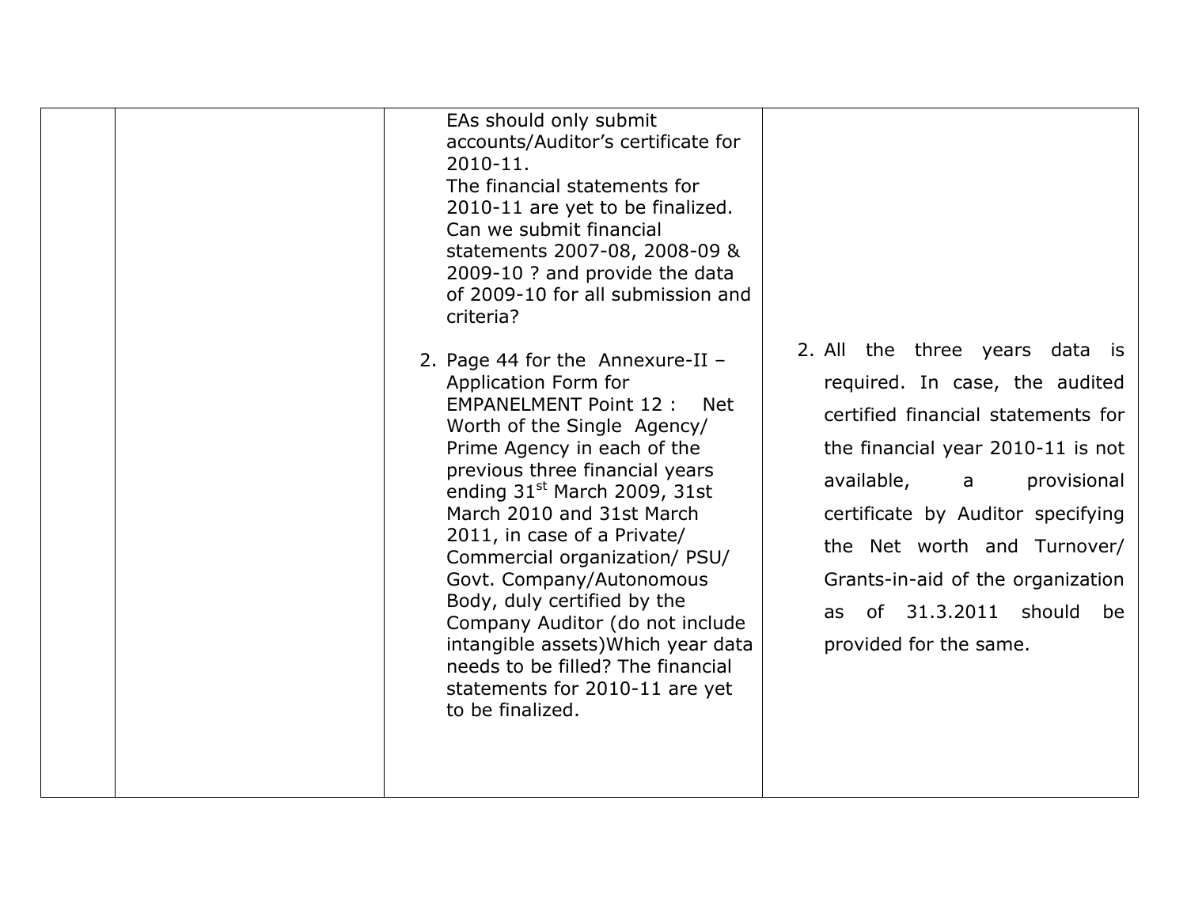|  |  |  |  |
|---|---|---|---|
|  |  | EAs should only submit accounts/Auditor's certificate for 2010-11. The financial statements for 2010-11 are yet to be finalized. Can we submit financial statements 2007-08, 2008-09 & 2009-10 ? and provide the data of 2009-10 for all submission and criteria?<br><br>2. Page 44 for the Annexure-II – Application Form for EMPANELMENT Point 12 : Net Worth of the Single Agency/ Prime Agency in each of the previous three financial years ending 31st March 2009, 31st March 2010 and 31st March 2011, in case of a Private/ Commercial organization/ PSU/ Govt. Company/Autonomous Body, duly certified by the Company Auditor (do not include intangible assets)Which year data needs to be filled? The financial statements for 2010-11 are yet to be finalized. | 2. All the three years data is required. In case, the audited certified financial statements for the financial year 2010-11 is not available, a provisional certificate by Auditor specifying the Net worth and Turnover/ Grants-in-aid of the organization as of 31.3.2011 should be provided for the same. |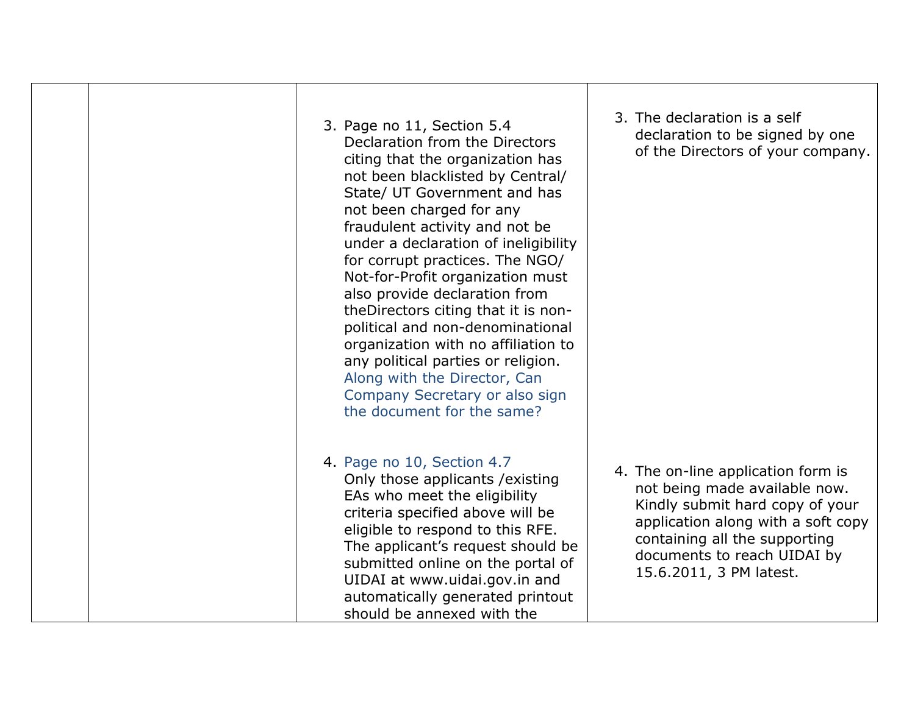|  |  |  |  |
|---|---|---|---|
|  |  | 3. Page no 11, Section 5.4 Declaration from the Directors citing that the organization has not been blacklisted by Central/ State/ UT Government and has not been charged for any fraudulent activity and not be under a declaration of ineligibility for corrupt practices. The NGO/ Not-for-Profit organization must also provide declaration from theDirectors citing that it is non-political and non-denominational organization with no affiliation to any political parties or religion. Along with the Director, Can Company Secretary or also sign the document for the same?<br><br>4. Page no 10, Section 4.7 Only those applicants /existing EAs who meet the eligibility criteria specified above will be eligible to respond to this RFE. The applicant's request should be submitted online on the portal of UIDAI at www.uidai.gov.in and automatically generated printout should be annexed with the | 3. The declaration is a self declaration to be signed by one of the Directors of your company.<br><br>4. The on-line application form is not being made available now. Kindly submit hard copy of your application along with a soft copy containing all the supporting documents to reach UIDAI by 15.6.2011, 3 PM latest. |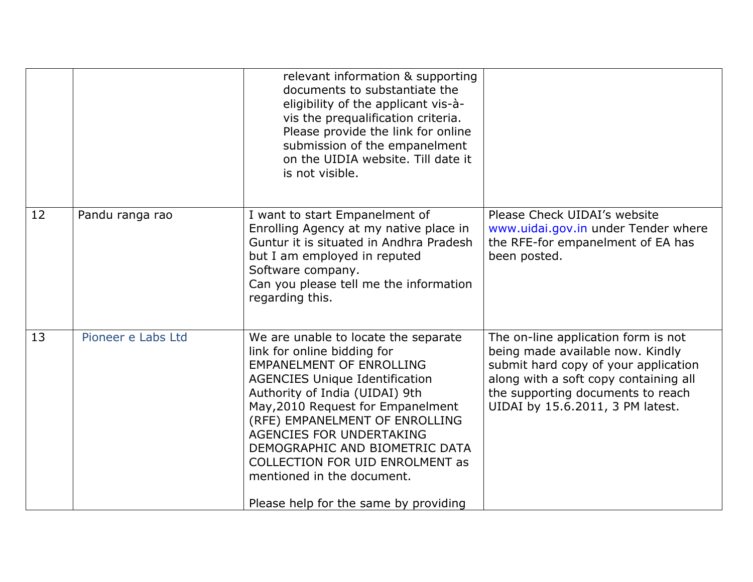| | | | |
|---|---|---|---|
| | | relevant information & supporting documents to substantiate the eligibility of the applicant vis-à-vis the prequalification criteria. Please provide the link for online submission of the empanelment on the UIDIA website. Till date it is not visible. | |
| 12 | Pandu ranga rao | I want to start Empanelment of Enrolling Agency at my native place in Guntur it is situated in Andhra Pradesh but I am employed in reputed Software company.<br>Can you please tell me the information regarding this. | Please Check UIDAI's website www.uidai.gov.in under Tender where the RFE-for empanelment of EA has been posted. |
| 13 | Pioneer e Labs Ltd | We are unable to locate the separate link for online bidding for EMPANELMENT OF ENROLLING AGENCIES Unique Identification Authority of India (UIDAI) 9th May,2010 Request for Empanelment (RFE) EMPANELMENT OF ENROLLING AGENCIES FOR UNDERTAKING DEMOGRAPHIC AND BIOMETRIC DATA COLLECTION FOR UID ENROLMENT as mentioned in the document.<br><br>Please help for the same by providing | The on-line application form is not being made available now. Kindly submit hard copy of your application along with a soft copy containing all the supporting documents to reach UIDAI by 15.6.2011, 3 PM latest. |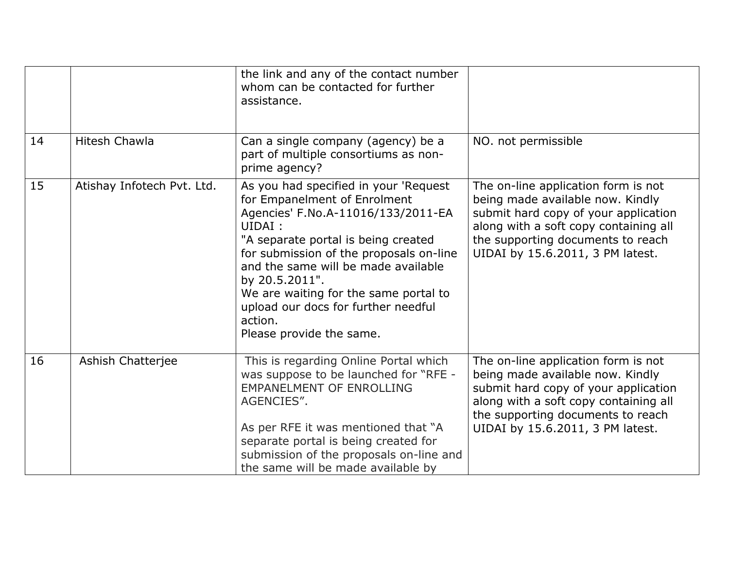| | | | |
|---|---|---|---|
| | | the link and any of the contact number whom can be contacted for further assistance. | |
| 14 | Hitesh Chawla | Can a single company (agency) be a part of multiple consortiums as non-prime agency? | NO. not permissible |
| 15 | Atishay Infotech Pvt. Ltd. | As you had specified in your 'Request for Empanelment of Enrolment Agencies' F.No.A-11016/133/2011-EA UIDAI :<br>"A separate portal is being created for submission of the proposals on-line and the same will be made available by 20.5.2011".<br>We are waiting for the same portal to upload our docs for further needful action.<br>Please provide the same. | The on-line application form is not being made available now. Kindly submit hard copy of your application along with a soft copy containing all the supporting documents to reach UIDAI by 15.6.2011, 3 PM latest. |
| 16 | Ashish Chatterjee | This is regarding Online Portal which was suppose to be launched for "RFE - EMPANELMENT OF ENROLLING AGENCIES".<br><br>As per RFE it was mentioned that "A separate portal is being created for submission of the proposals on-line and the same will be made available by | The on-line application form is not being made available now. Kindly submit hard copy of your application along with a soft copy containing all the supporting documents to reach UIDAI by 15.6.2011, 3 PM latest. |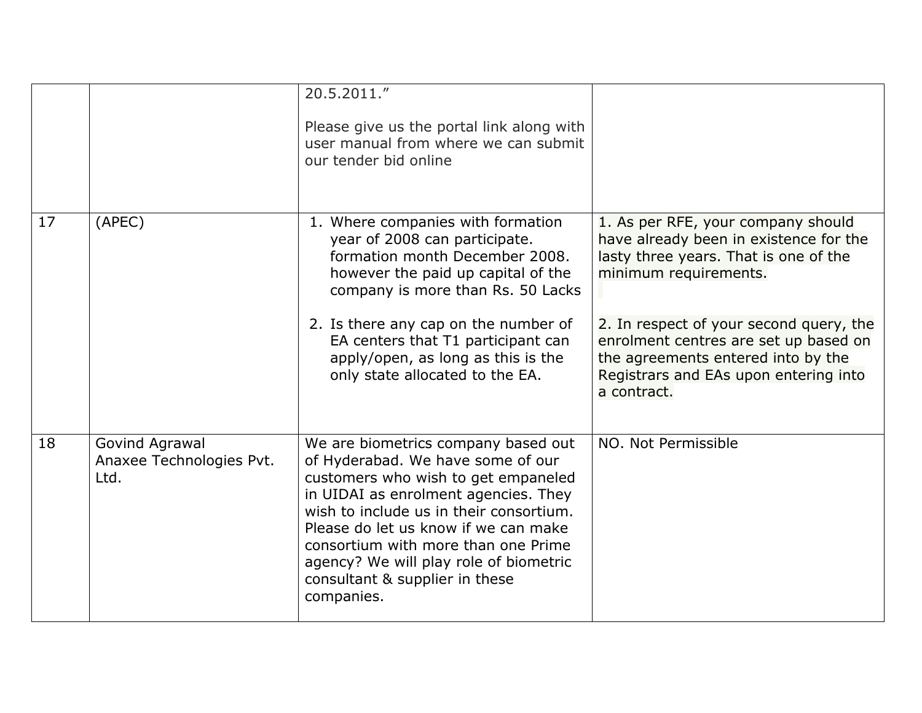| | | | |
|---|---|---|---|
| | | 20.5.2011."<br><br>Please give us the portal link along with user manual from where we can submit our tender bid online | |
| 17 | (APEC) | 1. Where companies with formation year of 2008 can participate. formation month December 2008. however the paid up capital of the company is more than Rs. 50 Lacks<br><br>2. Is there any cap on the number of EA centers that T1 participant can apply/open, as long as this is the only state allocated to the EA. | 1. As per RFE, your company should have already been in existence for the lasty three years. That is one of the minimum requirements.<br><br>2. In respect of your second query, the enrolment centres are set up based on the agreements entered into by the Registrars and EAs upon entering into a contract. |
| 18 | Govind Agrawal<br>Anaxee Technologies Pvt. Ltd. | We are biometrics company based out of Hyderabad. We have some of our customers who wish to get empaneled in UIDAI as enrolment agencies. They wish to include us in their consortium. Please do let us know if we can make consortium with more than one Prime agency? We will play role of biometric consultant & supplier in these companies. | NO. Not Permissible |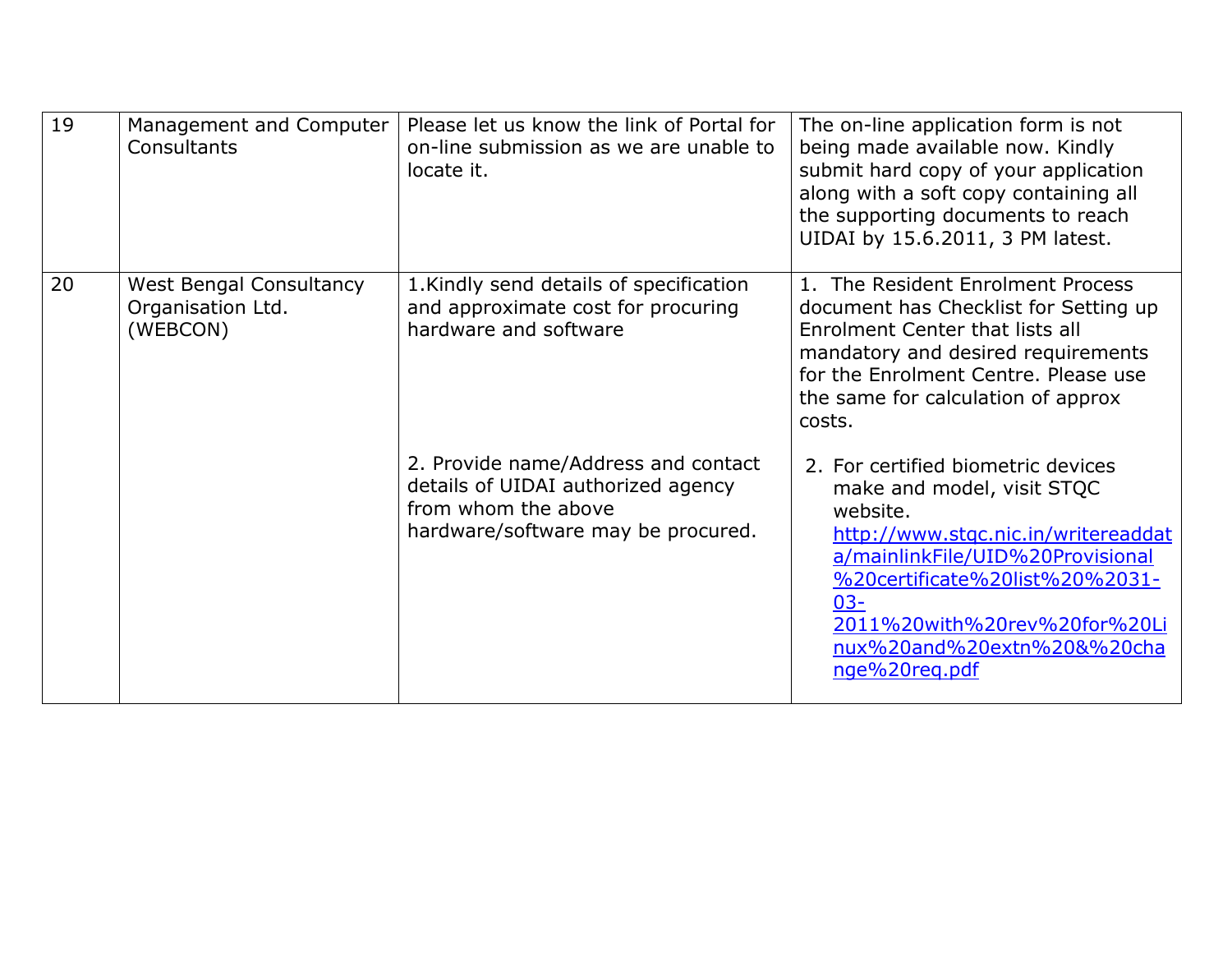| | | | |
|---|---|---|---|
| 19 | Management and Computer Consultants | Please let us know the link of Portal for on-line submission as we are unable to locate it. | The on-line application form is not being made available now. Kindly submit hard copy of your application along with a soft copy containing all the supporting documents to reach UIDAI by 15.6.2011, 3 PM latest. |
| 20 | West Bengal Consultancy Organisation Ltd. (WEBCON) | 1.Kindly send details of specification and approximate cost for procuring hardware and software | 1. The Resident Enrolment Process document has Checklist for Setting up Enrolment Center that lists all mandatory and desired requirements for the Enrolment Centre. Please use the same for calculation of approx costs. |
| | | 2. Provide name/Address and contact details of UIDAI authorized agency from whom the above hardware/software may be procured. | 2. For certified biometric devices make and model, visit STQC website. http://www.stqc.nic.in/writereaddata/mainlinkFile/UID%20Provisional%20certificate%20list%20%2031-03-2011%20with%20rev%20for%20Linux%20and%20extn%20&%20change%20req.pdf |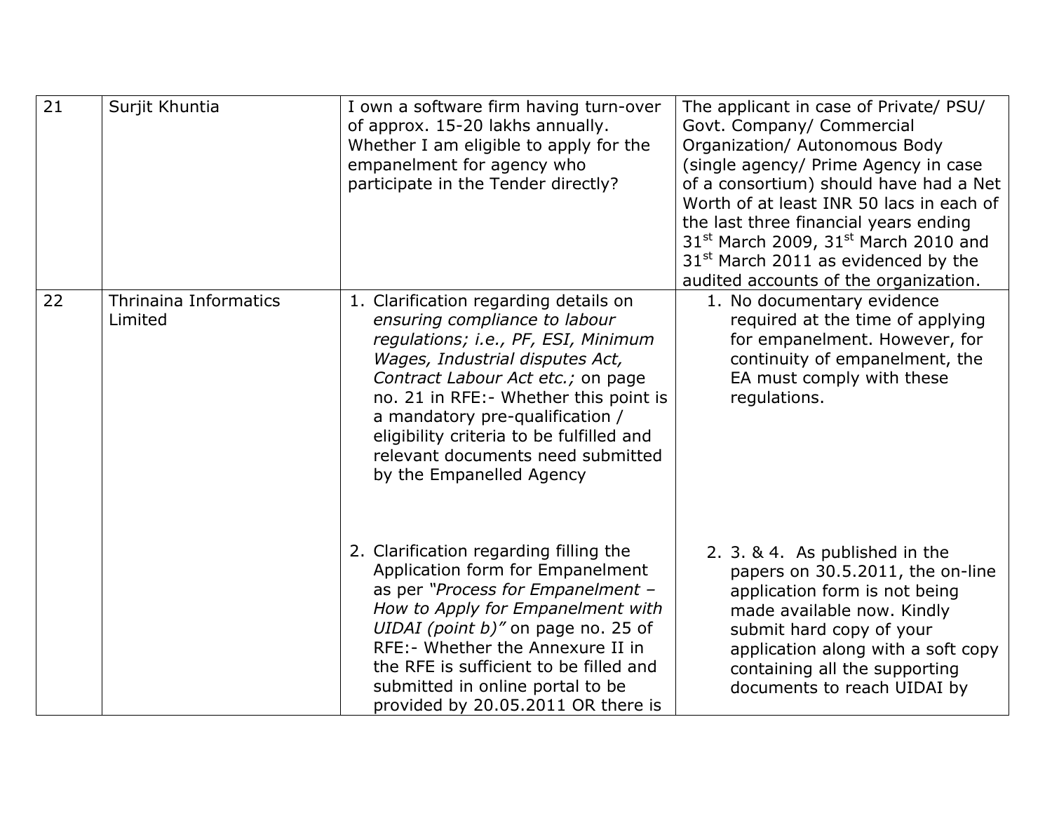| 21 | Surjit Khuntia | I own a software firm having turn-over of approx. 15-20 lakhs annually. Whether I am eligible to apply for the empanelment for agency who participate in the Tender directly? | The applicant in case of Private/ PSU/ Govt. Company/ Commercial Organization/ Autonomous Body (single agency/ Prime Agency in case of a consortium) should have had a Net Worth of at least INR 50 lacs in each of the last three financial years ending 31st March 2009, 31st March 2010 and 31st March 2011 as evidenced by the audited accounts of the organization. |
|---|---|---|---|
| 22 | Thrinaina Informatics Limited | 1. Clarification regarding details on *ensuring compliance to labour regulations; i.e., PF, ESI, Minimum Wages, Industrial disputes Act, Contract Labour Act etc.;* on page no. 21 in RFE:- Whether this point is a mandatory pre-qualification / eligibility criteria to be fulfilled and relevant documents need submitted by the Empanelled Agency | 1. No documentary evidence required at the time of applying for empanelment. However, for continuity of empanelment, the EA must comply with these regulations. |
| | | 2. Clarification regarding filling the Application form for Empanelment as per *"Process for Empanelment – How to Apply for Empanelment with UIDAI (point b)"* on page no. 25 of RFE:- Whether the Annexure II in the RFE is sufficient to be filled and submitted in online portal to be provided by 20.05.2011 OR there is | 2. 3. & 4. As published in the papers on 30.5.2011, the on-line application form is not being made available now. Kindly submit hard copy of your application along with a soft copy containing all the supporting documents to reach UIDAI by |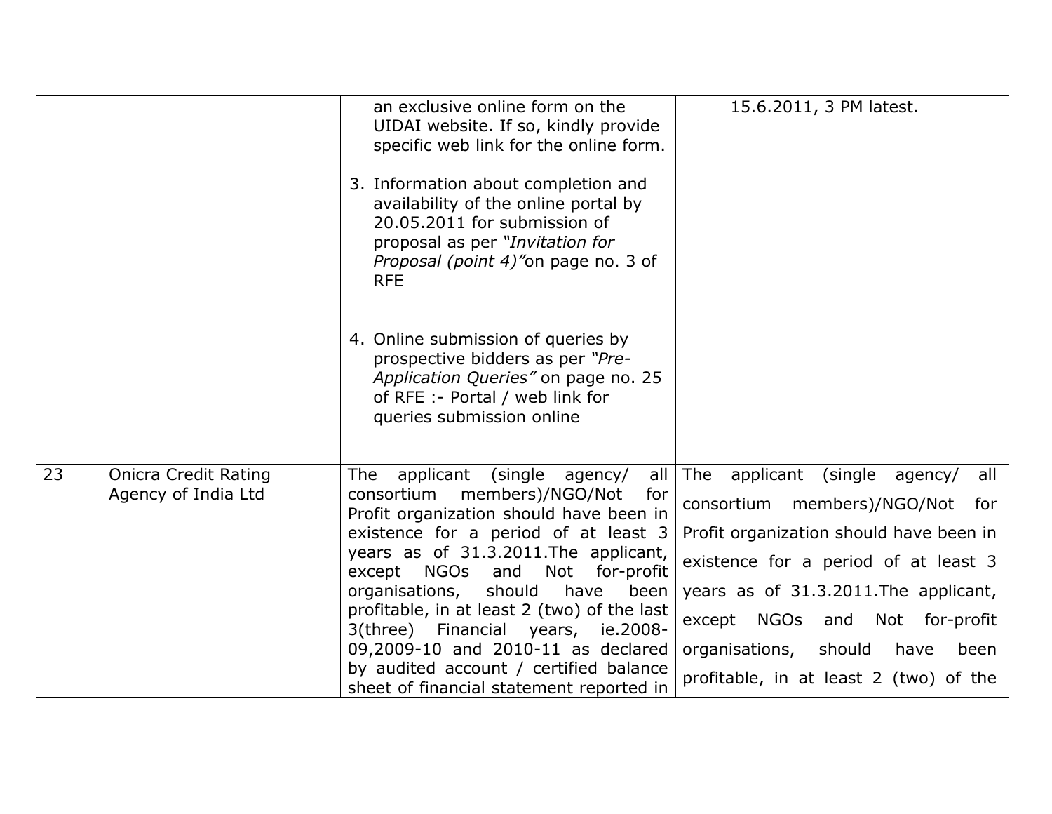| | | | |
|---|---|---|---|
| | | an exclusive online form on the UIDAI website. If so, kindly provide specific web link for the online form.<br><br>3. Information about completion and availability of the online portal by 20.05.2011 for submission of proposal as per *"Invitation for Proposal (point 4)"*on page no. 3 of RFE<br><br>4. Online submission of queries by prospective bidders as per *"Pre-Application Queries"* on page no. 25 of RFE :- Portal / web link for queries submission online | 15.6.2011, 3 PM latest. |
| 23 | Onicra Credit Rating Agency of India Ltd | The applicant (single agency/ all consortium members)/NGO/Not for Profit organization should have been in existence for a period of at least 3 years as of 31.3.2011.The applicant, except NGOs and Not for-profit organisations, should have been profitable, in at least 2 (two) of the last 3(three) Financial years, ie.2008-09,2009-10 and 2010-11 as declared by audited account / certified balance sheet of financial statement reported in | The applicant (single agency/ all consortium members)/NGO/Not for Profit organization should have been in existence for a period of at least 3 years as of 31.3.2011.The applicant, except NGOs and Not for-profit organisations, should have been profitable, in at least 2 (two) of the |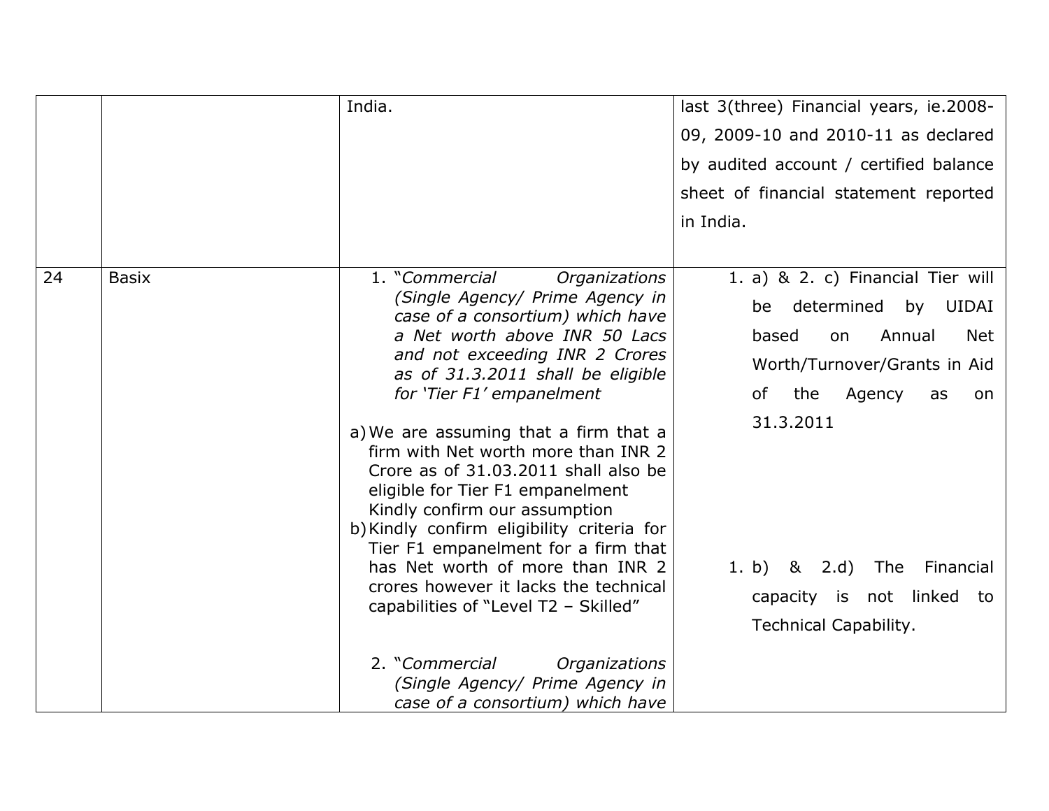| | | | |
|---|---|---|---|
| | | India. | last 3(three) Financial years, ie.2008-09, 2009-10 and 2010-11 as declared by audited account / certified balance sheet of financial statement reported in India. |
| 24 | Basix | 1. "*Commercial Organizations (Single Agency/ Prime Agency in case of a consortium) which have a Net worth above INR 50 Lacs and not exceeding INR 2 Crores as of 31.3.2011 shall be eligible for 'Tier F1' empanelment*<br><br>a) We are assuming that a firm that a firm with Net worth more than INR 2 Crore as of 31.03.2011 shall also be eligible for Tier F1 empanelment Kindly confirm our assumption<br>b) Kindly confirm eligibility criteria for Tier F1 empanelment for a firm that has Net worth of more than INR 2 crores however it lacks the technical capabilities of "Level T2 – Skilled"<br><br>2. "*Commercial Organizations (Single Agency/ Prime Agency in case of a consortium) which have* | 1. a) & 2. c) Financial Tier will be determined by UIDAI based on Annual Net Worth/Turnover/Grants in Aid of the Agency as on 31.3.2011<br><br>1. b) & 2.d) The Financial capacity is not linked to Technical Capability. |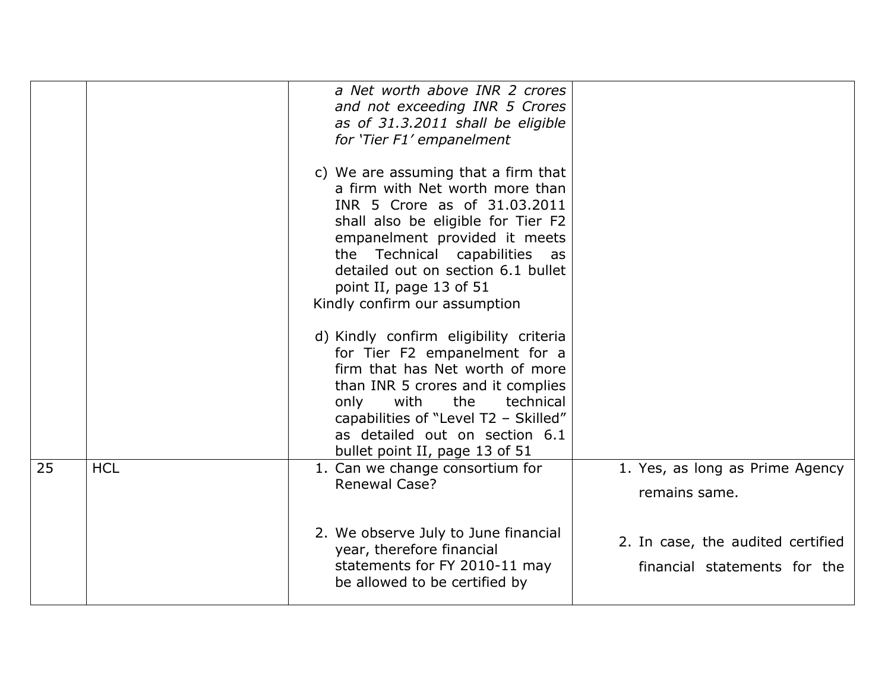| | | | |
|---|---|---|---|
| | | *a Net worth above INR 2 crores and not exceeding INR 5 Crores as of 31.3.2011 shall be eligible for 'Tier F1' empanelment*<br><br>c) We are assuming that a firm that a firm with Net worth more than INR 5 Crore as of 31.03.2011 shall also be eligible for Tier F2 empanelment provided it meets the Technical capabilities as detailed out on section 6.1 bullet point II, page 13 of 51<br>Kindly confirm our assumption<br><br>d) Kindly confirm eligibility criteria for Tier F2 empanelment for a firm that has Net worth of more than INR 5 crores and it complies only with the technical capabilities of "Level T2 – Skilled" as detailed out on section 6.1 bullet point II, page 13 of 51 | |
| 25 | HCL | 1. Can we change consortium for Renewal Case?<br><br>2. We observe July to June financial year, therefore financial statements for FY 2010-11 may be allowed to be certified by | 1. Yes, as long as Prime Agency remains same.<br><br>2. In case, the audited certified financial statements for the |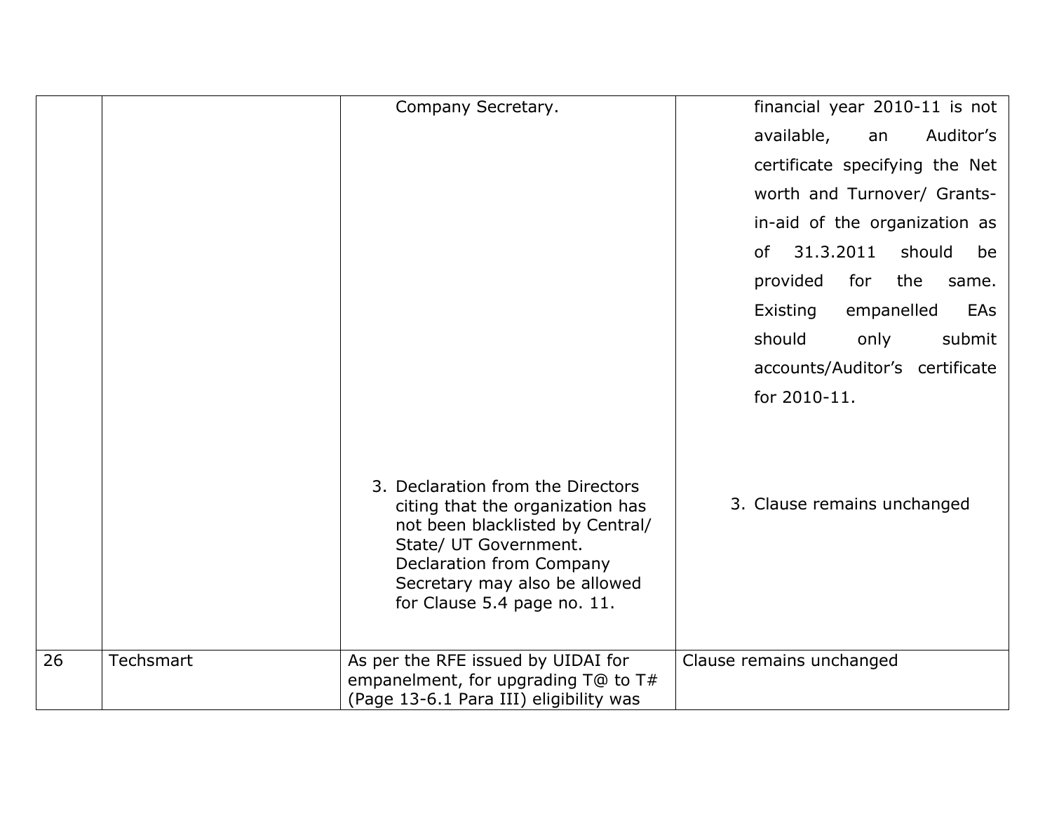| | | | |
|---|---|---|---|
| | | Company Secretary.<br><br>3. Declaration from the Directors citing that the organization has not been blacklisted by Central/ State/ UT Government. Declaration from Company Secretary may also be allowed for Clause 5.4 page no. 11. | financial year 2010-11 is not available, an Auditor's certificate specifying the Net worth and Turnover/ Grants-in-aid of the organization as of 31.3.2011 should be provided for the same. Existing empanelled EAs should only submit accounts/Auditor's certificate for 2010-11.<br><br>3. Clause remains unchanged |
| 26 | Techsmart | As per the RFE issued by UIDAI for empanelment, for upgrading T@ to T# (Page 13-6.1 Para III) eligibility was | Clause remains unchanged |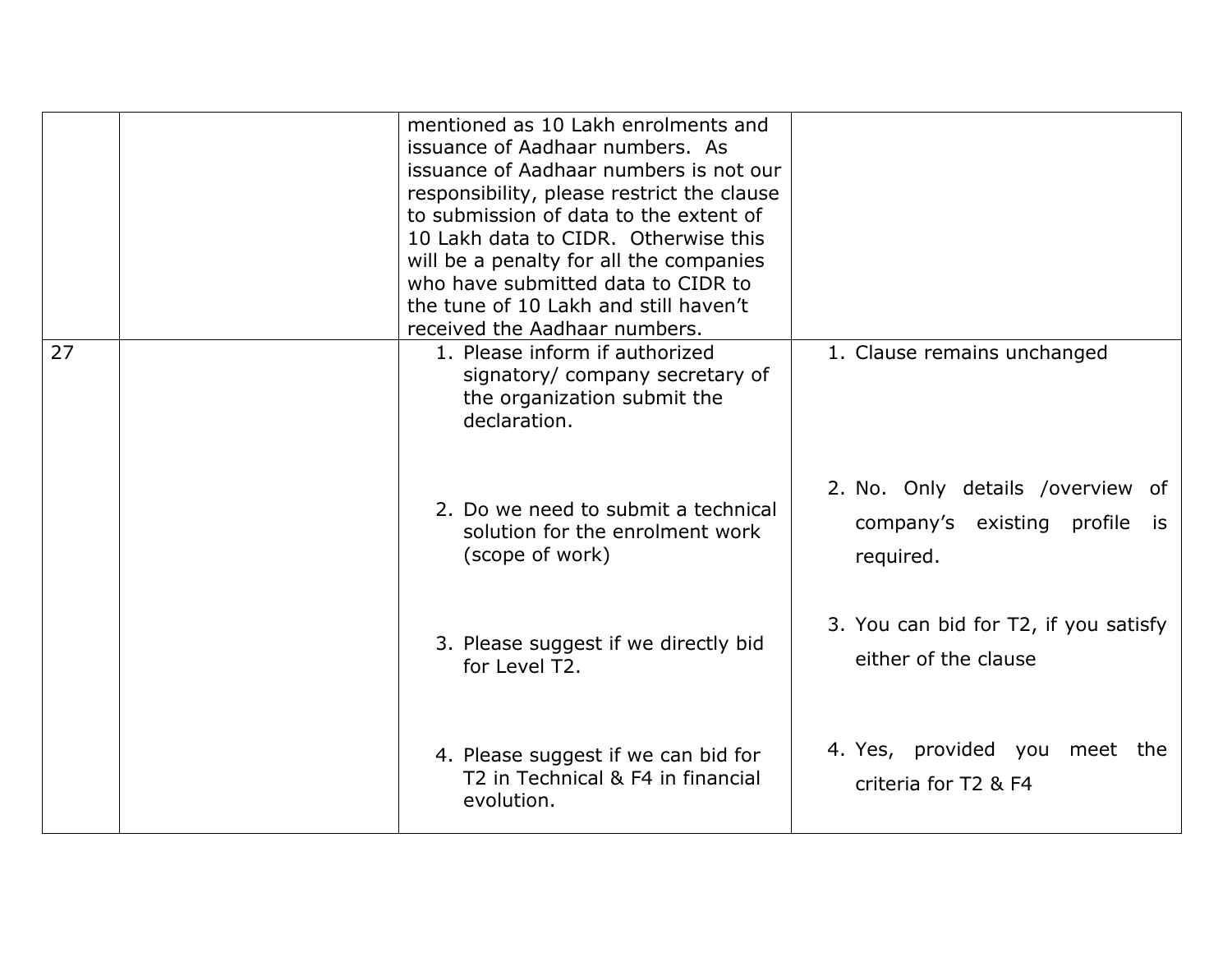|  |  |  |  |
|---|---|---|---|
|  |  | mentioned as 10 Lakh enrolments and issuance of Aadhaar numbers. As issuance of Aadhaar numbers is not our responsibility, please restrict the clause to submission of data to the extent of 10 Lakh data to CIDR. Otherwise this will be a penalty for all the companies who have submitted data to CIDR to the tune of 10 Lakh and still haven't received the Aadhaar numbers. |  |
| 27 |  | 1. Please inform if authorized signatory/ company secretary of the organization submit the declaration.<br><br>2. Do we need to submit a technical solution for the enrolment work (scope of work)<br><br>3. Please suggest if we directly bid for Level T2.<br><br>4. Please suggest if we can bid for T2 in Technical & F4 in financial evolution. | 1. Clause remains unchanged<br><br>2. No. Only details /overview of company's existing profile is required.<br><br>3. You can bid for T2, if you satisfy either of the clause<br><br>4. Yes, provided you meet the criteria for T2 & F4 |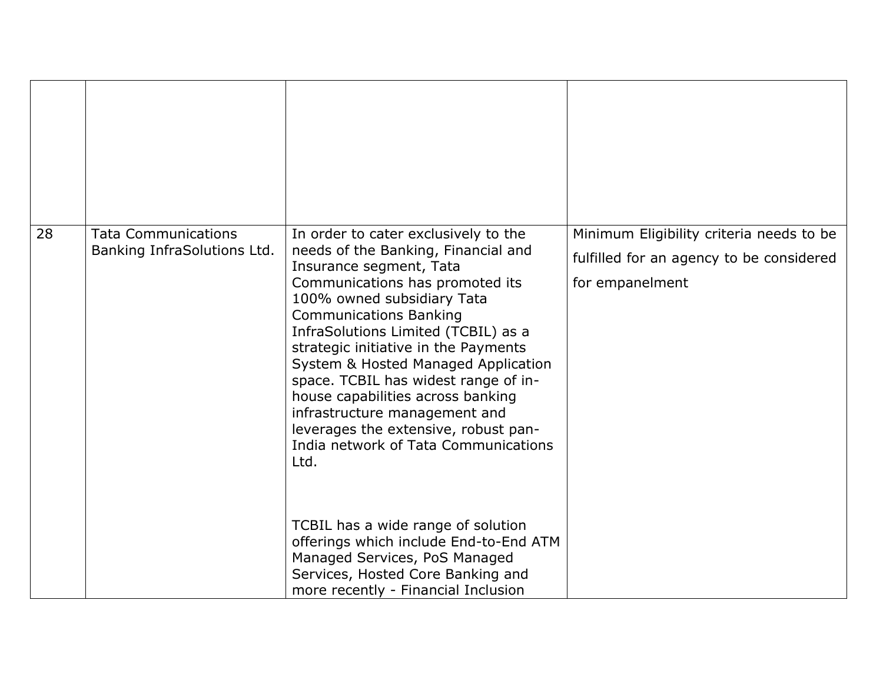| | | | |
|---|---|---|---|
| | | | |
| 28 | Tata Communications Banking InfraSolutions Ltd. | In order to cater exclusively to the needs of the Banking, Financial and Insurance segment, Tata Communications has promoted its 100% owned subsidiary Tata Communications Banking InfraSolutions Limited (TCBIL) as a strategic initiative in the Payments System & Hosted Managed Application space. TCBIL has widest range of in-house capabilities across banking infrastructure management and leverages the extensive, robust pan-India network of Tata Communications Ltd.<br><br>TCBIL has a wide range of solution offerings which include End-to-End ATM Managed Services, PoS Managed Services, Hosted Core Banking and more recently - Financial Inclusion | Minimum Eligibility criteria needs to be fulfilled for an agency to be considered for empanelment |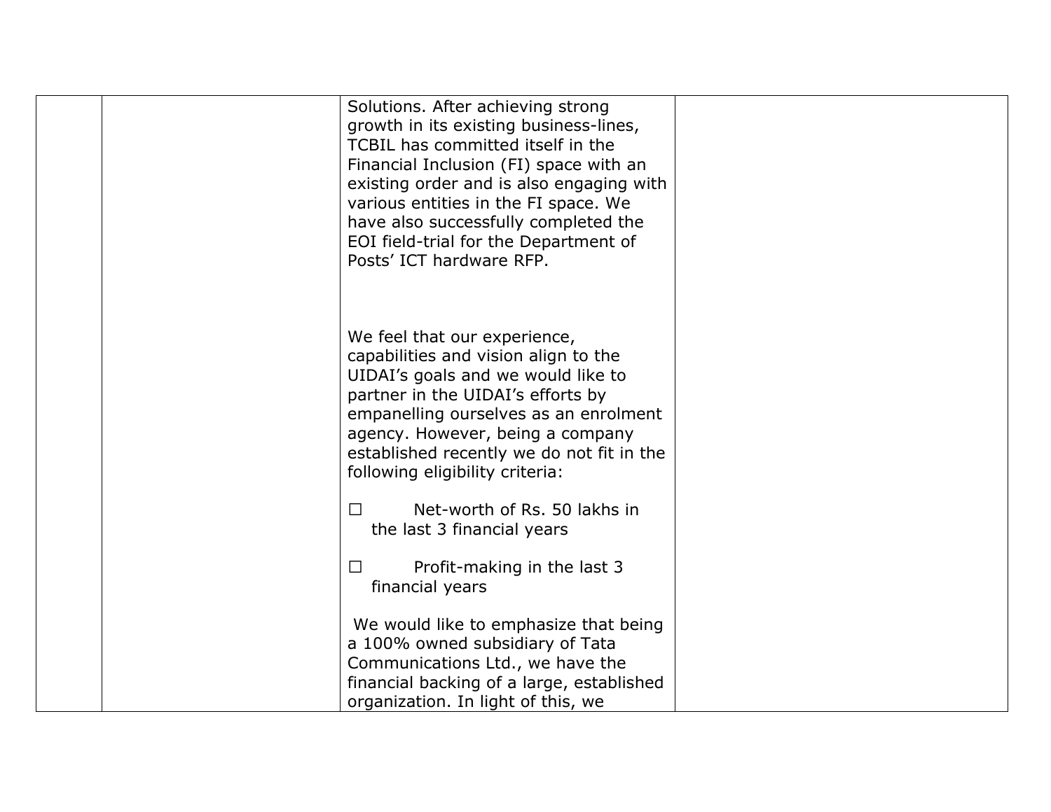|  |  | Solutions. After achieving strong growth in its existing business-lines, TCBIL has committed itself in the Financial Inclusion (FI) space with an existing order and is also engaging with various entities in the FI space. We have also successfully completed the EOI field-trial for the Department of Posts' ICT hardware RFP.<br><br>We feel that our experience, capabilities and vision align to the UIDAI's goals and we would like to partner in the UIDAI's efforts by empanelling ourselves as an enrolment agency. However, being a company established recently we do not fit in the following eligibility criteria:<br><br>☐ Net-worth of Rs. 50 lakhs in the last 3 financial years<br><br>☐ Profit-making in the last 3 financial years<br><br>We would like to emphasize that being a 100% owned subsidiary of Tata Communications Ltd., we have the financial backing of a large, established organization. In light of this, we |  |
|---|---|---|---|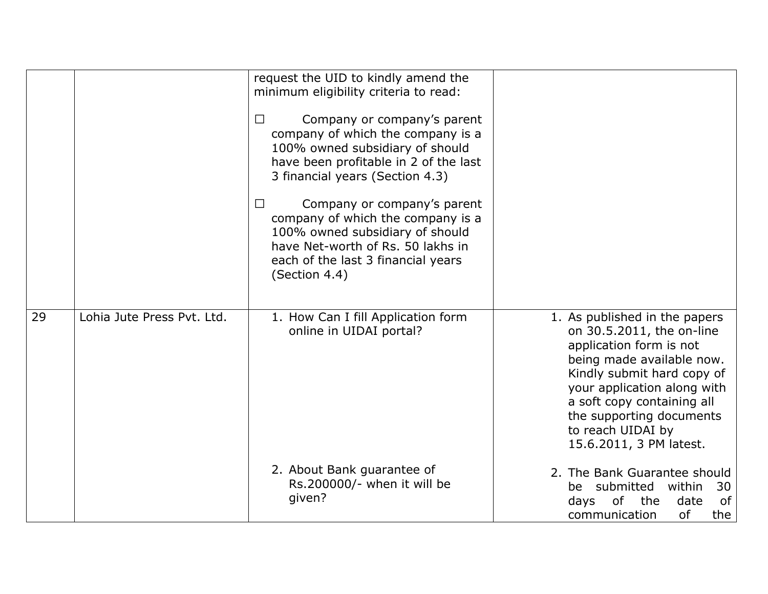| | | | |
|---|---|---|---|
| | | request the UID to kindly amend the minimum eligibility criteria to read:<br><br>☐ Company or company's parent company of which the company is a 100% owned subsidiary of should have been profitable in 2 of the last 3 financial years (Section 4.3)<br><br>☐ Company or company's parent company of which the company is a 100% owned subsidiary of should have Net-worth of Rs. 50 lakhs in each of the last 3 financial years (Section 4.4) | |
| 29 | Lohia Jute Press Pvt. Ltd. | 1. How Can I fill Application form online in UIDAI portal?<br><br>2. About Bank guarantee of Rs.200000/- when it will be given? | 1. As published in the papers on 30.5.2011, the on-line application form is not being made available now. Kindly submit hard copy of your application along with a soft copy containing all the supporting documents to reach UIDAI by 15.6.2011, 3 PM latest.<br><br>2. The Bank Guarantee should be submitted within 30 days of the date of communication of the |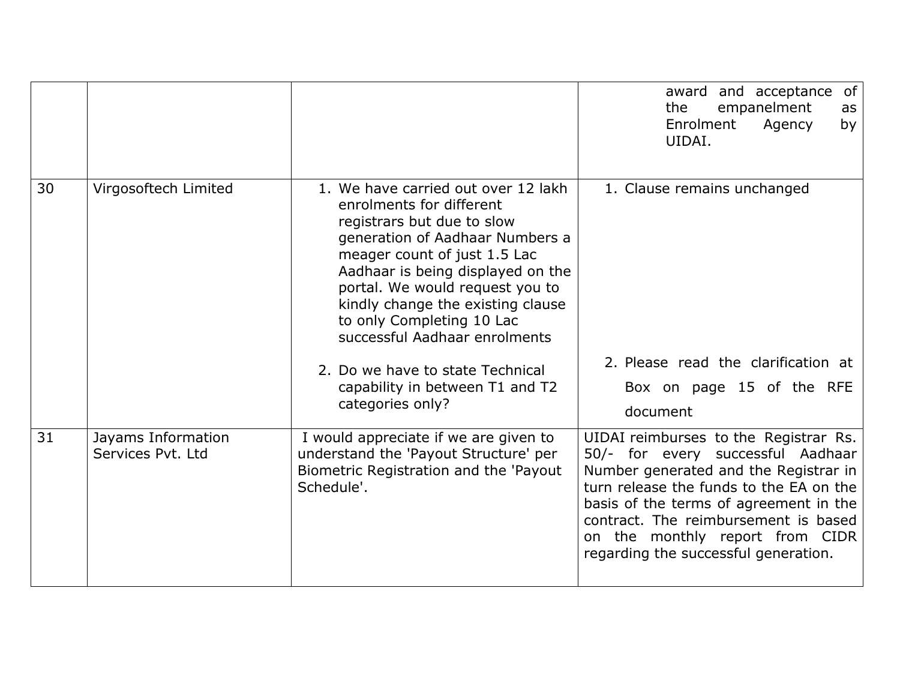| | | | |
|---|---|---|---|
| | | | award and acceptance of the empanelment as Enrolment Agency by UIDAI. |
| 30 | Virgosoftech Limited | 1. We have carried out over 12 lakh enrolments for different registrars but due to slow generation of Aadhaar Numbers a meager count of just 1.5 Lac Aadhaar is being displayed on the portal. We would request you to kindly change the existing clause to only Completing 10 Lac successful Aadhaar enrolments<br><br>2. Do we have to state Technical capability in between T1 and T2 categories only? | 1. Clause remains unchanged<br><br>2. Please read the clarification at Box on page 15 of the RFE document |
| 31 | Jayams Information Services Pvt. Ltd | I would appreciate if we are given to understand the 'Payout Structure' per Biometric Registration and the 'Payout Schedule'. | UIDAI reimburses to the Registrar Rs. 50/- for every successful Aadhaar Number generated and the Registrar in turn release the funds to the EA on the basis of the terms of agreement in the contract. The reimbursement is based on the monthly report from CIDR regarding the successful generation. |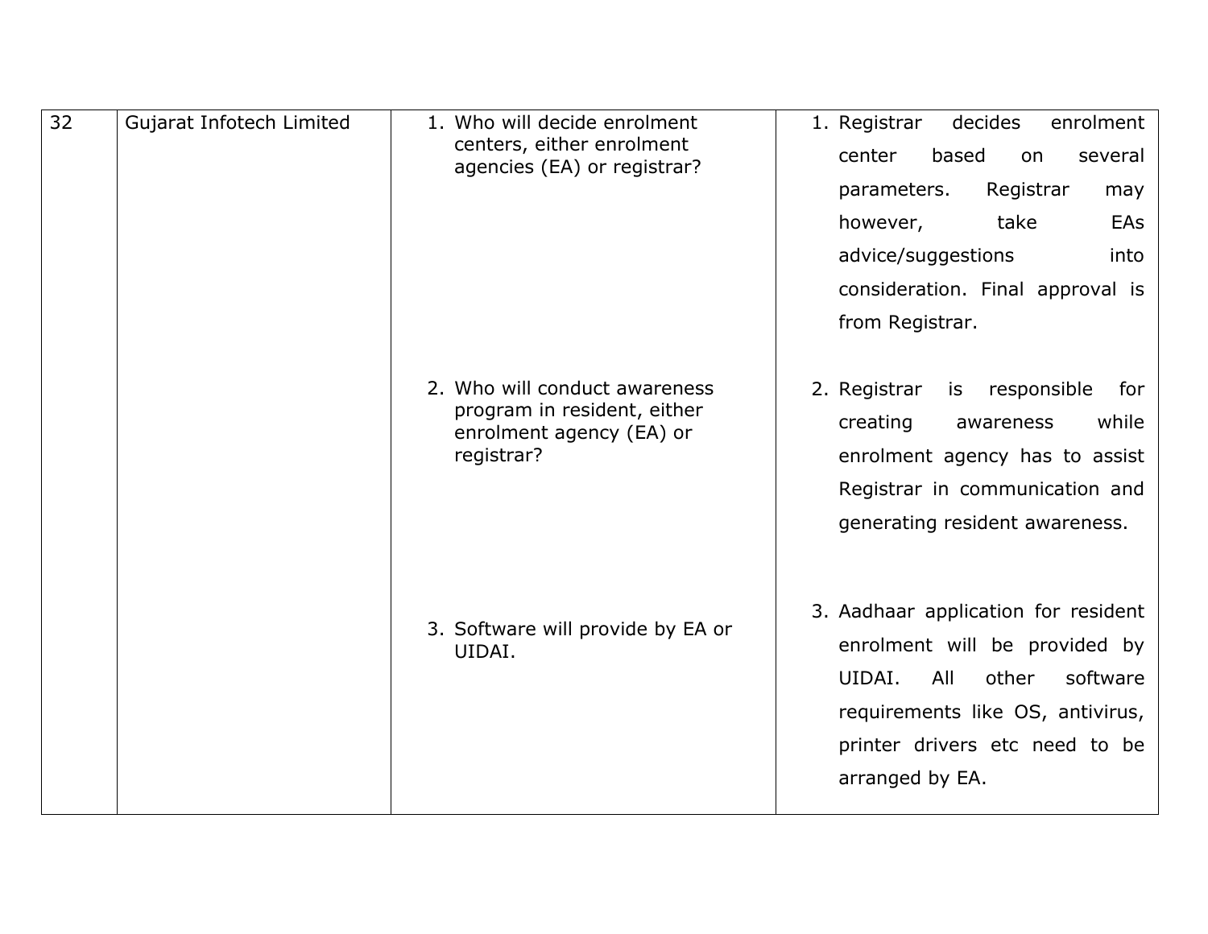| 32 | Gujarat Infotech Limited | 1. Who will decide enrolment centers, either enrolment agencies (EA) or registrar?<br><br>2. Who will conduct awareness program in resident, either enrolment agency (EA) or registrar?<br><br>3. Software will provide by EA or UIDAI. | 1. Registrar decides enrolment center based on several parameters. Registrar may however, take EAs advice/suggestions into consideration. Final approval is from Registrar.<br><br>2. Registrar is responsible for creating awareness while enrolment agency has to assist Registrar in communication and generating resident awareness.<br><br>3. Aadhaar application for resident enrolment will be provided by UIDAI. All other software requirements like OS, antivirus, printer drivers etc need to be arranged by EA. |
|---|---|---|---|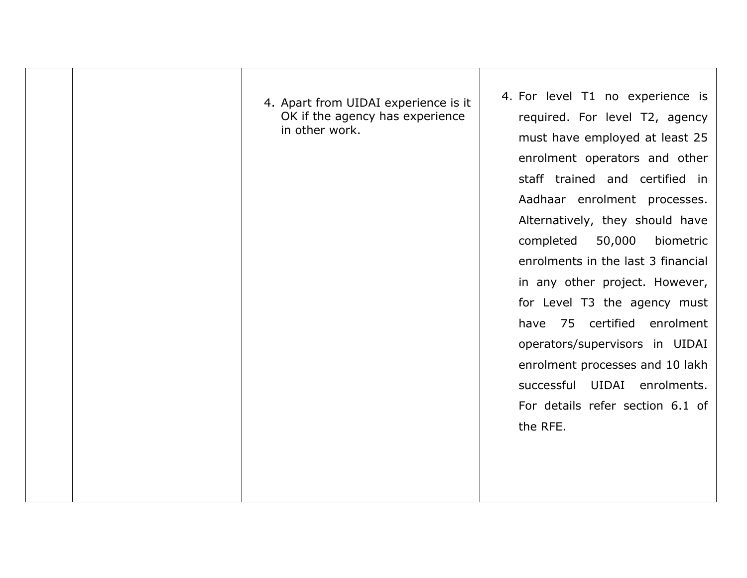|  |  |  |  |
|---|---|---|---|
|  |  | 4. Apart from UIDAI experience is it OK if the agency has experience in other work. | 4. For level T1 no experience is required. For level T2, agency must have employed at least 25 enrolment operators and other staff trained and certified in Aadhaar enrolment processes. Alternatively, they should have completed 50,000 biometric enrolments in the last 3 financial in any other project. However, for Level T3 the agency must have 75 certified enrolment operators/supervisors in UIDAI enrolment processes and 10 lakh successful UIDAI enrolments. For details refer section 6.1 of the RFE. |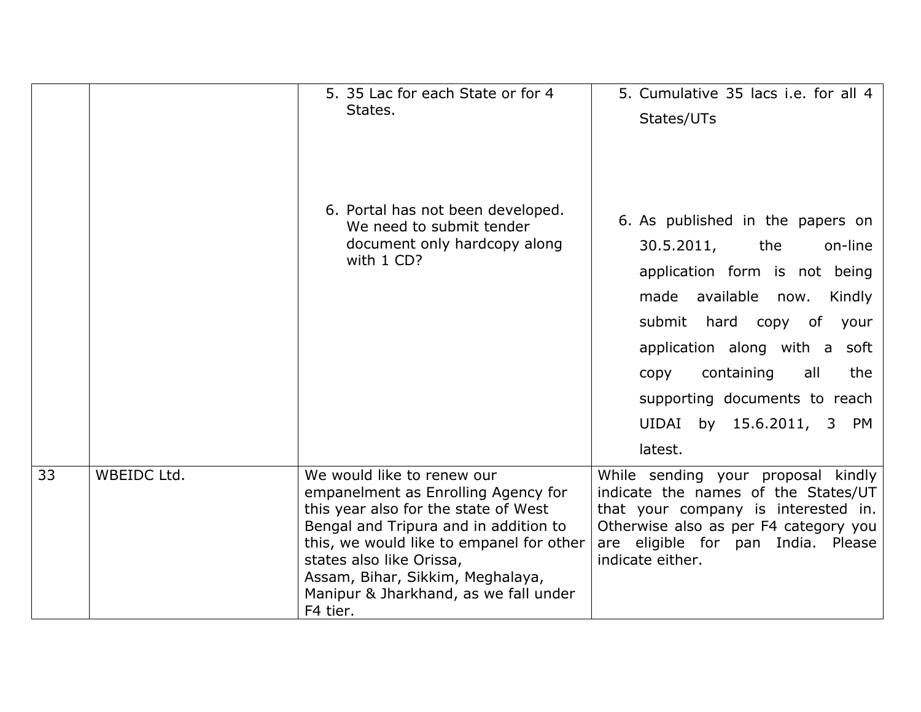| | | | |
|---|---|---|---|
| | | 5. 35 Lac for each State or for 4 States.<br><br>6. Portal has not been developed. We need to submit tender document only hardcopy along with 1 CD? | 5. Cumulative 35 lacs i.e. for all 4 States/UTs<br><br>6. As published in the papers on 30.5.2011, the on-line application form is not being made available now. Kindly submit hard copy of your application along with a soft copy containing all the supporting documents to reach UIDAI by 15.6.2011, 3 PM latest. |
| 33 | WBEIDC Ltd. | We would like to renew our empanelment as Enrolling Agency for this year also for the state of West Bengal and Tripura and in addition to this, we would like to empanel for other states also like Orissa, Assam, Bihar, Sikkim, Meghalaya, Manipur & Jharkhand, as we fall under F4 tier. | While sending your proposal kindly indicate the names of the States/UT that your company is interested in. Otherwise also as per F4 category you are eligible for pan India. Please indicate either. |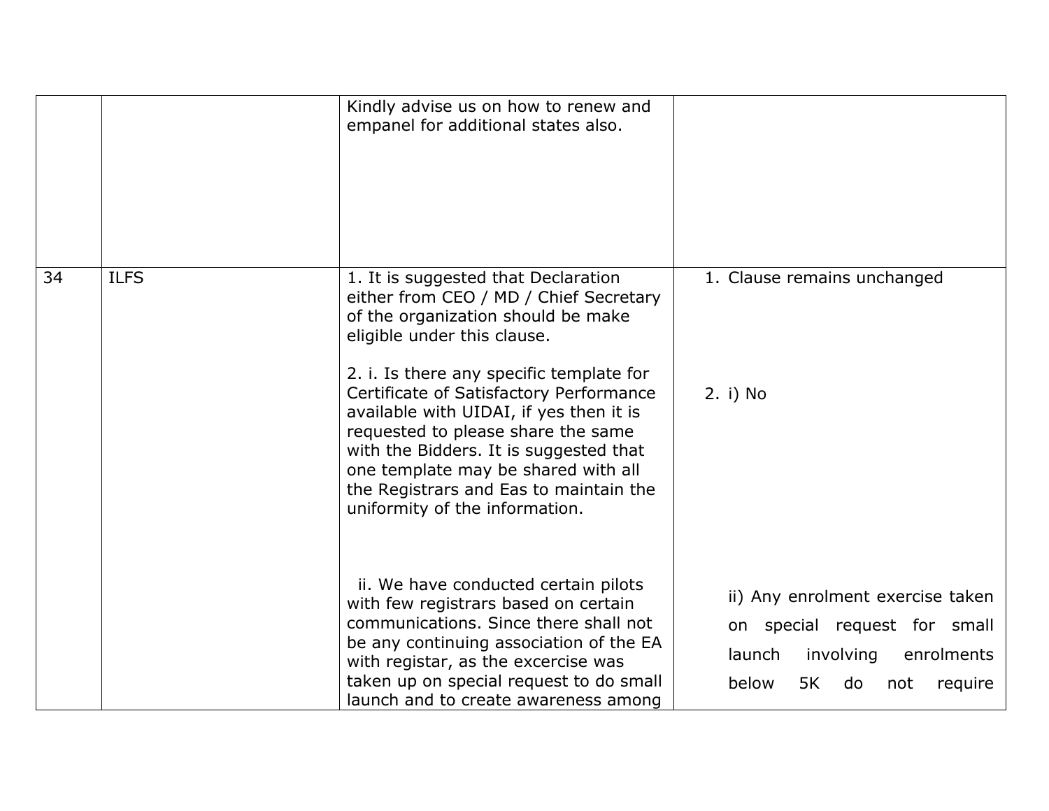|  |  |  |  |
|---|---|---|---|
|  |  | Kindly advise us on how to renew and empanel for additional states also. |  |
| 34 | ILFS | 1. It is suggested that Declaration either from CEO / MD / Chief Secretary of the organization should be make eligible under this clause.<br><br>2. i. Is there any specific template for Certificate of Satisfactory Performance available with UIDAI, if yes then it is requested to please share the same with the Bidders. It is suggested that one template may be shared with all the Registrars and Eas to maintain the uniformity of the information.<br><br>ii. We have conducted certain pilots with few registrars based on certain communications. Since there shall not be any continuing association of the EA with registar, as the excercise was taken up on special request to do small launch and to create awareness among | 1. Clause remains unchanged<br><br>2. i) No<br><br>ii) Any enrolment exercise taken on special request for small launch involving enrolments below 5K do not require |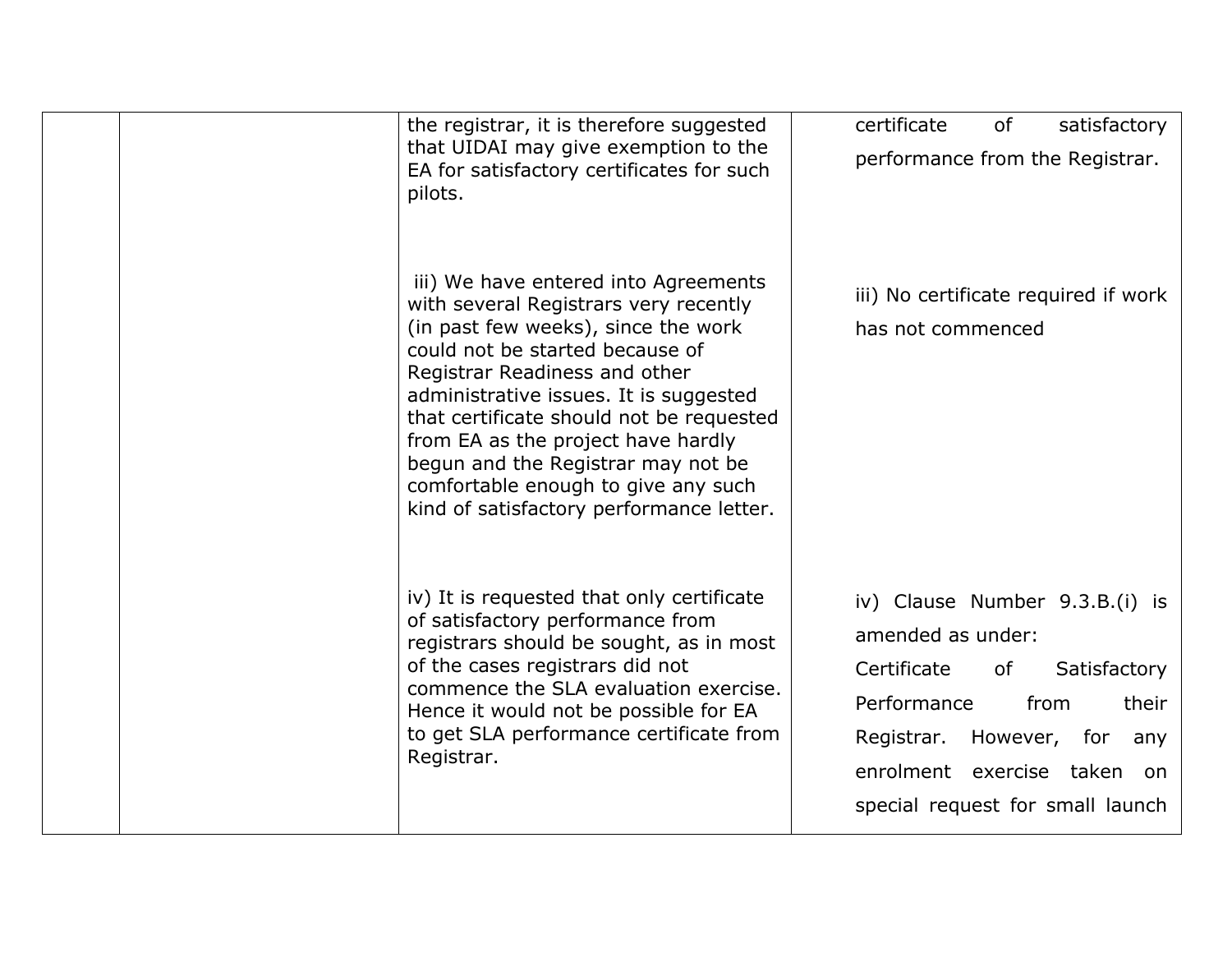|  |  |  |  |
|---|---|---|---|
|  |  | the registrar, it is therefore suggested that UIDAI may give exemption to the EA for satisfactory certificates for such pilots. | certificate of satisfactory performance from the Registrar. |
|  |  | iii) We have entered into Agreements with several Registrars very recently (in past few weeks), since the work could not be started because of Registrar Readiness and other administrative issues. It is suggested that certificate should not be requested from EA as the project have hardly begun and the Registrar may not be comfortable enough to give any such kind of satisfactory performance letter. | iii) No certificate required if work has not commenced |
|  |  | iv) It is requested that only certificate of satisfactory performance from registrars should be sought, as in most of the cases registrars did not commence the SLA evaluation exercise. Hence it would not be possible for EA to get SLA performance certificate from Registrar. | iv) Clause Number 9.3.B.(i) is amended as under: Certificate of Satisfactory Performance from their Registrar. However, for any enrolment exercise taken on special request for small launch |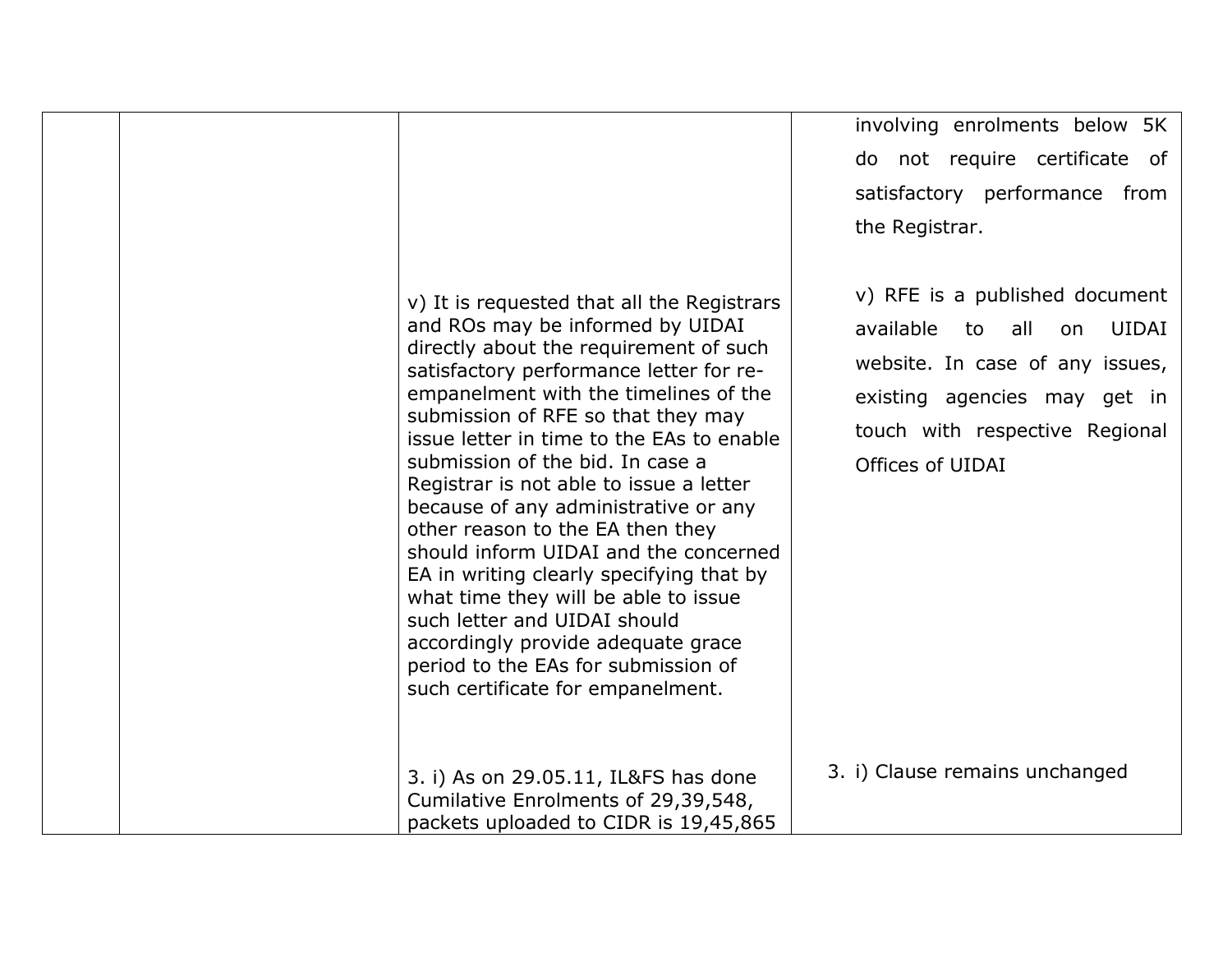| | | | |
|---|---|---|---|
| | | | involving enrolments below 5K do not require certificate of satisfactory performance from the Registrar. |
| | | v) It is requested that all the Registrars and ROs may be informed by UIDAI directly about the requirement of such satisfactory performance letter for re-empanelment with the timelines of the submission of RFE so that they may issue letter in time to the EAs to enable submission of the bid. In case a Registrar is not able to issue a letter because of any administrative or any other reason to the EA then they should inform UIDAI and the concerned EA in writing clearly specifying that by what time they will be able to issue such letter and UIDAI should accordingly provide adequate grace period to the EAs for submission of such certificate for empanelment. | v) RFE is a published document available to all on UIDAI website. In case of any issues, existing agencies may get in touch with respective Regional Offices of UIDAI |
| | | 3. i) As on 29.05.11, IL&FS has done Cumilative Enrolments of 29,39,548, packets uploaded to CIDR is 19,45,865 | 3. i) Clause remains unchanged |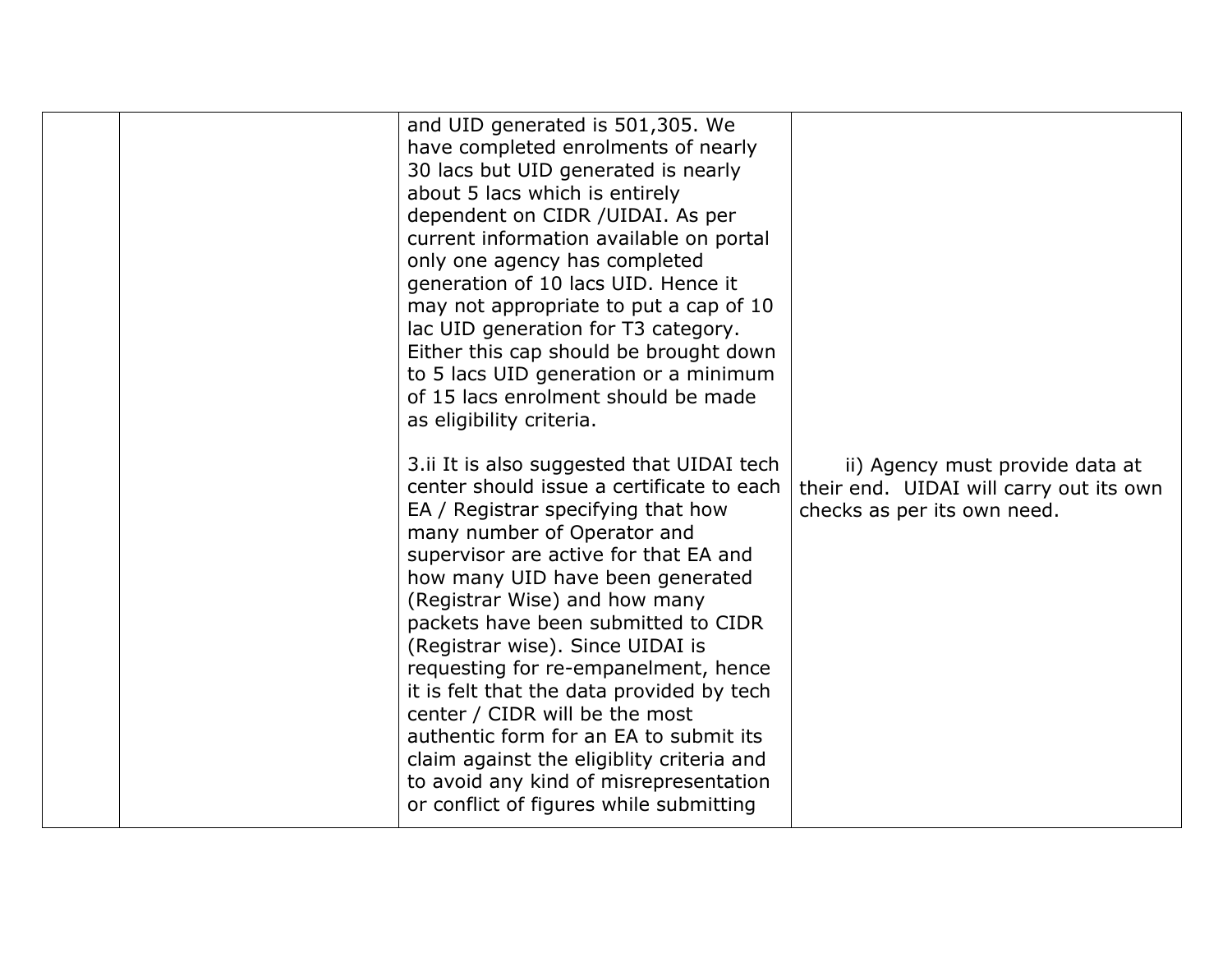|  |  |  |  |
|---|---|---|---|
|  |  | and UID generated is 501,305. We have completed enrolments of nearly 30 lacs but UID generated is nearly about 5 lacs which is entirely dependent on CIDR /UIDAI. As per current information available on portal only one agency has completed generation of 10 lacs UID. Hence it may not appropriate to put a cap of 10 lac UID generation for T3 category. Either this cap should be brought down to 5 lacs UID generation or a minimum of 15 lacs enrolment should be made as eligibility criteria.<br><br>3.ii It is also suggested that UIDAI tech center should issue a certificate to each EA / Registrar specifying that how many number of Operator and supervisor are active for that EA and how many UID have been generated (Registrar Wise) and how many packets have been submitted to CIDR (Registrar wise). Since UIDAI is requesting for re-empanelment, hence it is felt that the data provided by tech center / CIDR will be the most authentic form for an EA to submit its claim against the eligiblity criteria and to avoid any kind of misrepresentation or conflict of figures while submitting | ii) Agency must provide data at their end. UIDAI will carry out its own checks as per its own need. |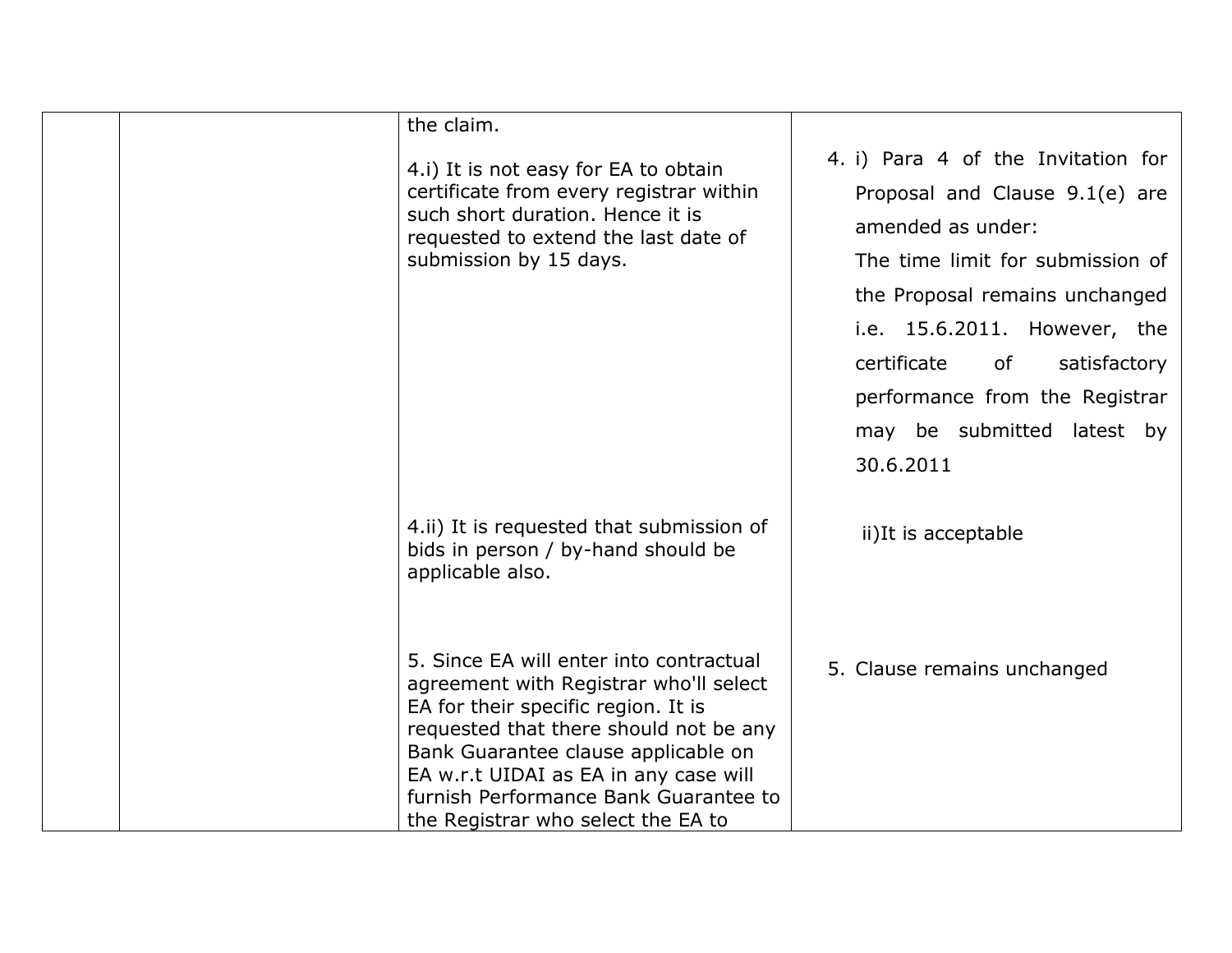|  |  |  |  |
|---|---|---|---|
|  |  | the claim.<br><br>4.i) It is not easy for EA to obtain certificate from every registrar within such short duration. Hence it is requested to extend the last date of submission by 15 days. | 4. i) Para 4 of the Invitation for Proposal and Clause 9.1(e) are amended as under:<br>The time limit for submission of the Proposal remains unchanged i.e. 15.6.2011. However, the certificate of satisfactory performance from the Registrar may be submitted latest by 30.6.2011 |
|  |  | 4.ii) It is requested that submission of bids in person / by-hand should be applicable also. | ii)It is acceptable |
|  |  | 5. Since EA will enter into contractual agreement with Registrar who'll select EA for their specific region. It is requested that there should not be any Bank Guarantee clause applicable on EA w.r.t UIDAI as EA in any case will furnish Performance Bank Guarantee to the Registrar who select the EA to | 5. Clause remains unchanged |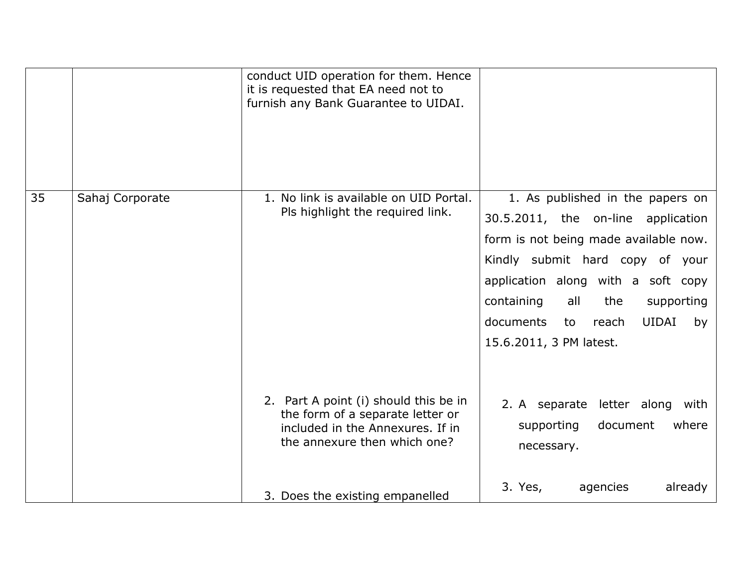| | | | |
|---|---|---|---|
| | | conduct UID operation for them. Hence it is requested that EA need not to furnish any Bank Guarantee to UIDAI. | |
| 35 | Sahaj Corporate | 1. No link is available on UID Portal. Pls highlight the required link.<br><br>2. Part A point (i) should this be in the form of a separate letter or included in the Annexures. If in the annexure then which one?<br><br>3. Does the existing empanelled | 1. As published in the papers on 30.5.2011, the on-line application form is not being made available now. Kindly submit hard copy of your application along with a soft copy containing all the supporting documents to reach UIDAI by 15.6.2011, 3 PM latest.<br><br>2. A separate letter along with supporting document where necessary.<br><br>3. Yes, agencies already |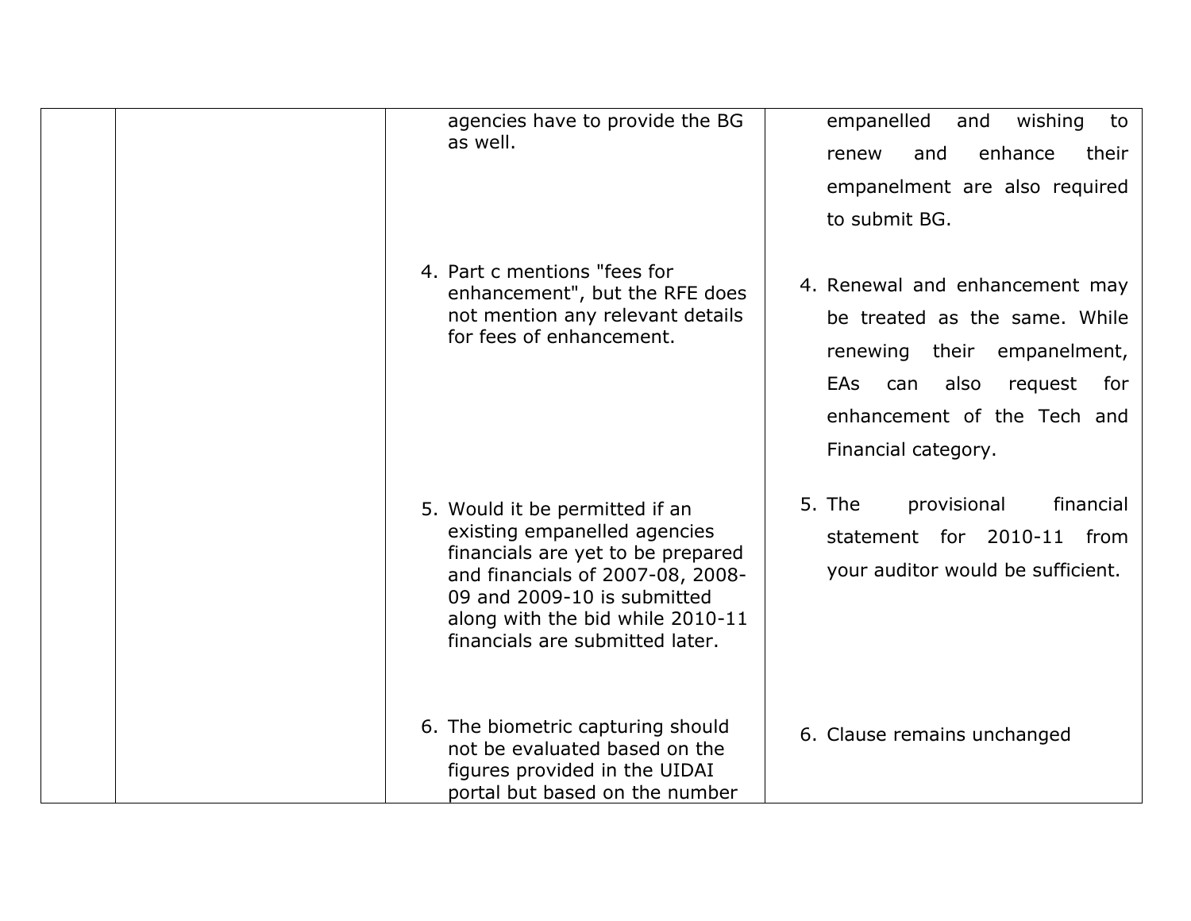| | | | |
|---|---|---|---|
| | | agencies have to provide the BG as well. | empanelled and wishing to renew and enhance their empanelment are also required to submit BG. |
| | | 4. Part c mentions "fees for enhancement", but the RFE does not mention any relevant details for fees of enhancement. | 4. Renewal and enhancement may be treated as the same. While renewing their empanelment, EAs can also request for enhancement of the Tech and Financial category. |
| | | 5. Would it be permitted if an existing empanelled agencies financials are yet to be prepared and financials of 2007-08, 2008-09 and 2009-10 is submitted along with the bid while 2010-11 financials are submitted later. | 5. The provisional financial statement for 2010-11 from your auditor would be sufficient. |
| | | 6. The biometric capturing should not be evaluated based on the figures provided in the UIDAI portal but based on the number | 6. Clause remains unchanged |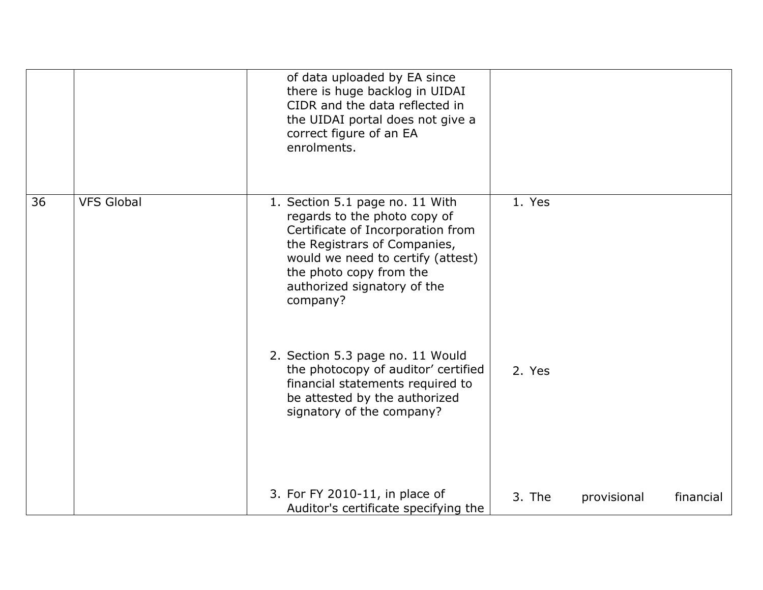| | | | |
|---|---|---|---|
| | | of data uploaded by EA since there is huge backlog in UIDAI CIDR and the data reflected in the UIDAI portal does not give a correct figure of an EA enrolments. | |
| 36 | VFS Global | 1. Section 5.1 page no. 11 With regards to the photo copy of Certificate of Incorporation from the Registrars of Companies, would we need to certify (attest) the photo copy from the authorized signatory of the company?<br><br>2. Section 5.3 page no. 11 Would the photocopy of auditor' certified financial statements required to be attested by the authorized signatory of the company?<br><br>3. For FY 2010-11, in place of Auditor's certificate specifying the | 1. Yes<br><br>2. Yes<br><br>3. The provisional financial |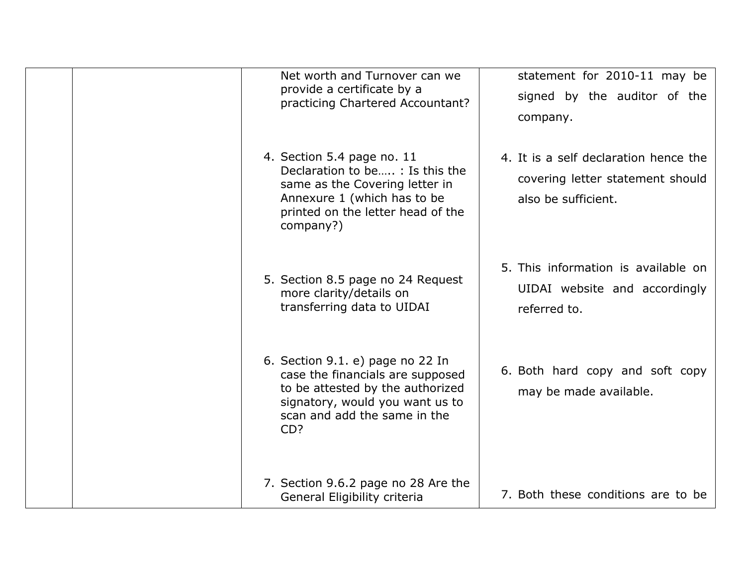|  |  |  |  |
|---|---|---|---|
|  |  | Net worth and Turnover can we provide a certificate by a practicing Chartered Accountant?<br><br>4. Section 5.4 page no. 11 Declaration to be….. : Is this the same as the Covering letter in Annexure 1 (which has to be printed on the letter head of the company?)<br><br>5. Section 8.5 page no 24 Request more clarity/details on transferring data to UIDAI<br><br>6. Section 9.1. e) page no 22 In case the financials are supposed to be attested by the authorized signatory, would you want us to scan and add the same in the CD?<br><br>7. Section 9.6.2 page no 28 Are the General Eligibility criteria | statement for 2010-11 may be signed by the auditor of the company.<br><br>4. It is a self declaration hence the covering letter statement should also be sufficient.<br><br>5. This information is available on UIDAI website and accordingly referred to.<br><br>6. Both hard copy and soft copy may be made available.<br><br>7. Both these conditions are to be |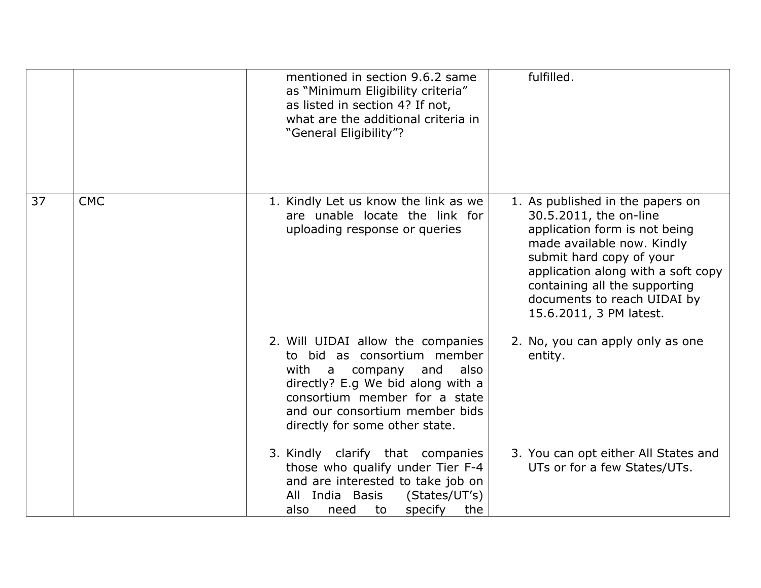| | | | |
|---|---|---|---|
| | | mentioned in section 9.6.2 same as "Minimum Eligibility criteria" as listed in section 4? If not, what are the additional criteria in "General Eligibility"? | fulfilled. |
| 37 | CMC | 1. Kindly Let us know the link as we are unable locate the link for uploading response or queries | 1. As published in the papers on 30.5.2011, the on-line application form is not being made available now. Kindly submit hard copy of your application along with a soft copy containing all the supporting documents to reach UIDAI by 15.6.2011, 3 PM latest. |
| | | 2. Will UIDAI allow the companies to bid as consortium member with a company and also directly? E.g We bid along with a consortium member for a state and our consortium member bids directly for some other state. | 2. No, you can apply only as one entity. |
| | | 3. Kindly clarify that companies those who qualify under Tier F-4 and are interested to take job on All India Basis (States/UT's) also need to specify the | 3. You can opt either All States and UTs or for a few States/UTs. |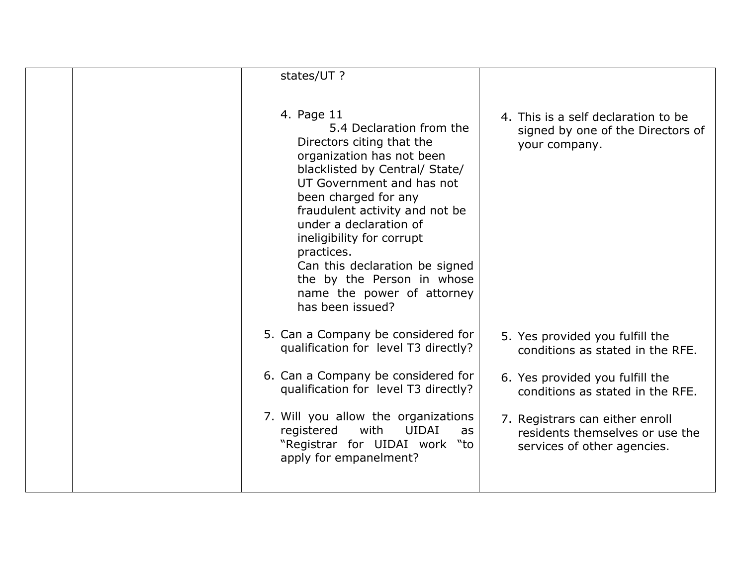| | | | |
|---|---|---|---|
| | | states/UT ?<br><br>4. Page 11<br>5.4 Declaration from the Directors citing that the organization has not been blacklisted by Central/ State/ UT Government and has not been charged for any fraudulent activity and not be under a declaration of ineligibility for corrupt practices.<br>Can this declaration be signed the by the Person in whose name the power of attorney has been issued?<br><br>5. Can a Company be considered for qualification for level T3 directly?<br><br>6. Can a Company be considered for qualification for level T3 directly?<br><br>7. Will you allow the organizations registered with UIDAI as "Registrar for UIDAI work "to apply for empanelment? | 4. This is a self declaration to be signed by one of the Directors of your company.<br><br>5. Yes provided you fulfill the conditions as stated in the RFE.<br><br>6. Yes provided you fulfill the conditions as stated in the RFE.<br><br>7. Registrars can either enroll residents themselves or use the services of other agencies. |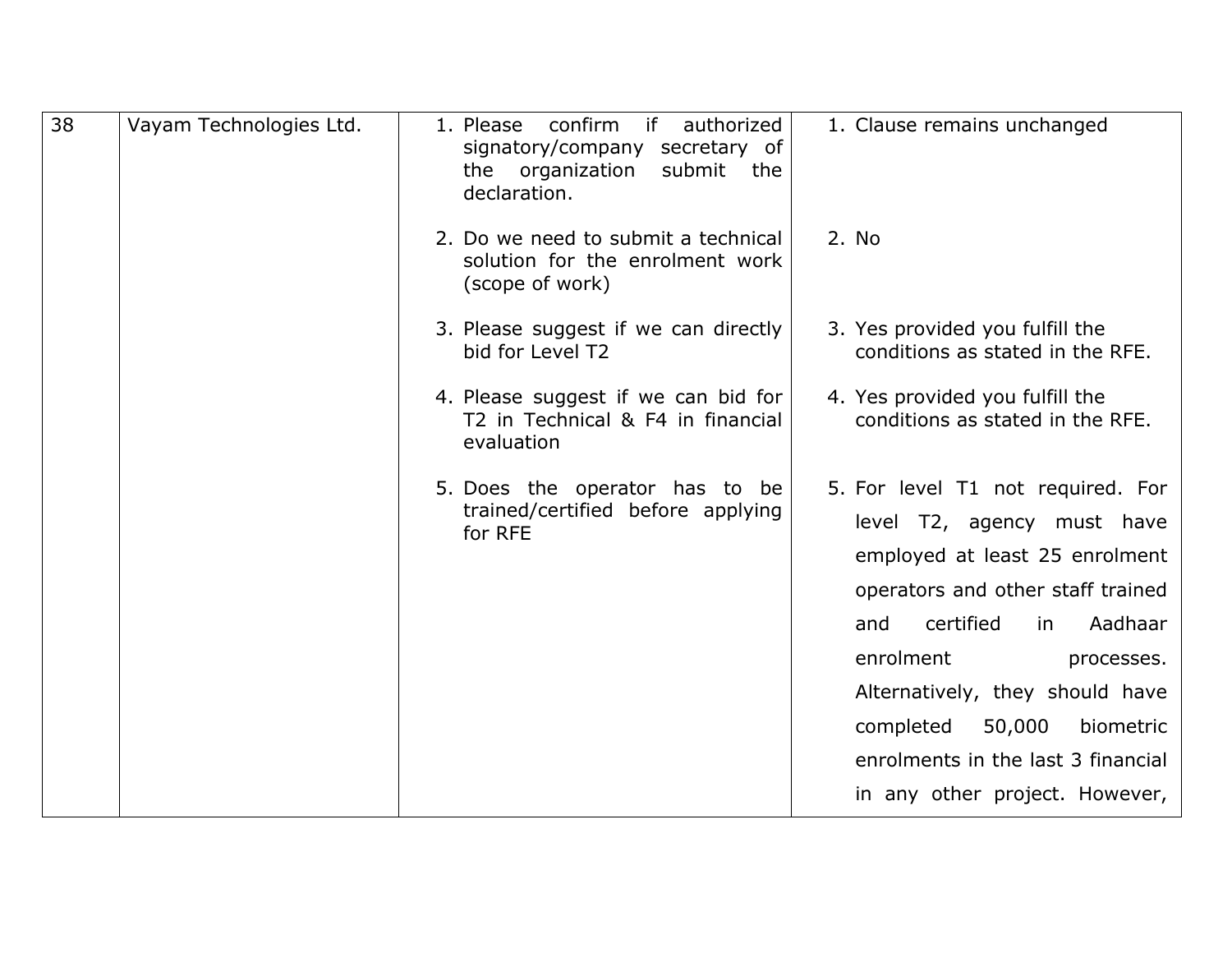| 38 | Vayam Technologies Ltd. | 1. Please confirm if authorized signatory/company secretary of the organization submit the declaration.<br><br>2. Do we need to submit a technical solution for the enrolment work (scope of work)<br><br>3. Please suggest if we can directly bid for Level T2<br><br>4. Please suggest if we can bid for T2 in Technical & F4 in financial evaluation<br><br>5. Does the operator has to be trained/certified before applying for RFE | 1. Clause remains unchanged<br><br>2. No<br><br>3. Yes provided you fulfill the conditions as stated in the RFE.<br><br>4. Yes provided you fulfill the conditions as stated in the RFE.<br><br>5. For level T1 not required. For level T2, agency must have employed at least 25 enrolment operators and other staff trained and certified in Aadhaar enrolment processes. Alternatively, they should have completed 50,000 biometric enrolments in the last 3 financial in any other project. However, |
|---|---|---|---|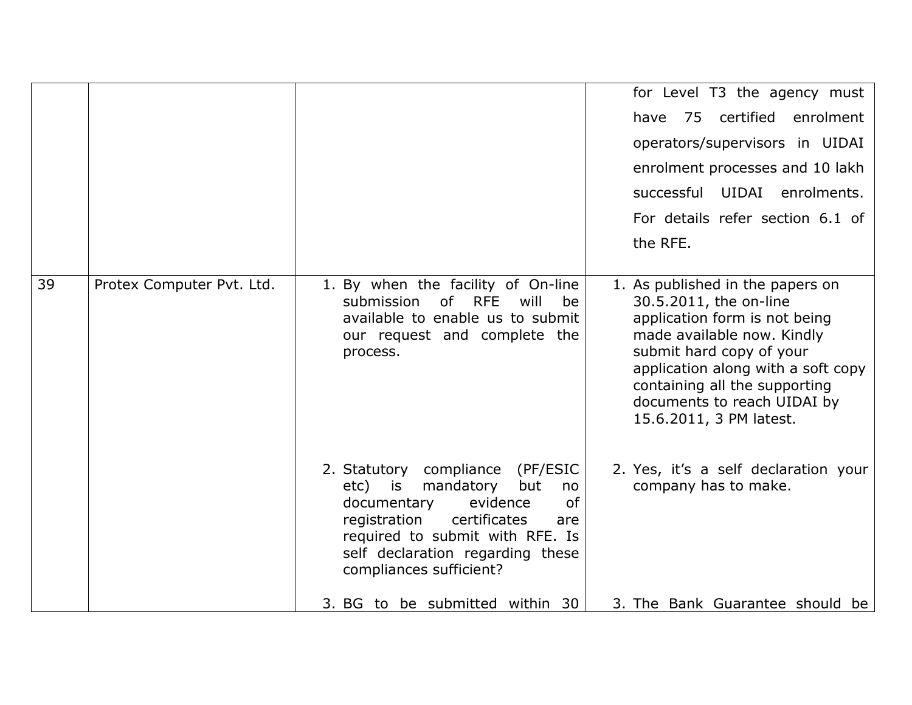| | | | |
|---|---|---|---|
| | | | for Level T3 the agency must have 75 certified enrolment operators/supervisors in UIDAI enrolment processes and 10 lakh successful UIDAI enrolments. For details refer section 6.1 of the RFE. |
| 39 | Protex Computer Pvt. Ltd. | 1. By when the facility of On-line submission of RFE will be available to enable us to submit our request and complete the process.<br><br>2. Statutory compliance (PF/ESIC etc) is mandatory but no documentary evidence of registration certificates are required to submit with RFE. Is self declaration regarding these compliances sufficient?<br><br>3. BG to be submitted within 30 | 1. As published in the papers on 30.5.2011, the on-line application form is not being made available now. Kindly submit hard copy of your application along with a soft copy containing all the supporting documents to reach UIDAI by 15.6.2011, 3 PM latest.<br><br>2. Yes, it's a self declaration your company has to make.<br><br>3. The Bank Guarantee should be |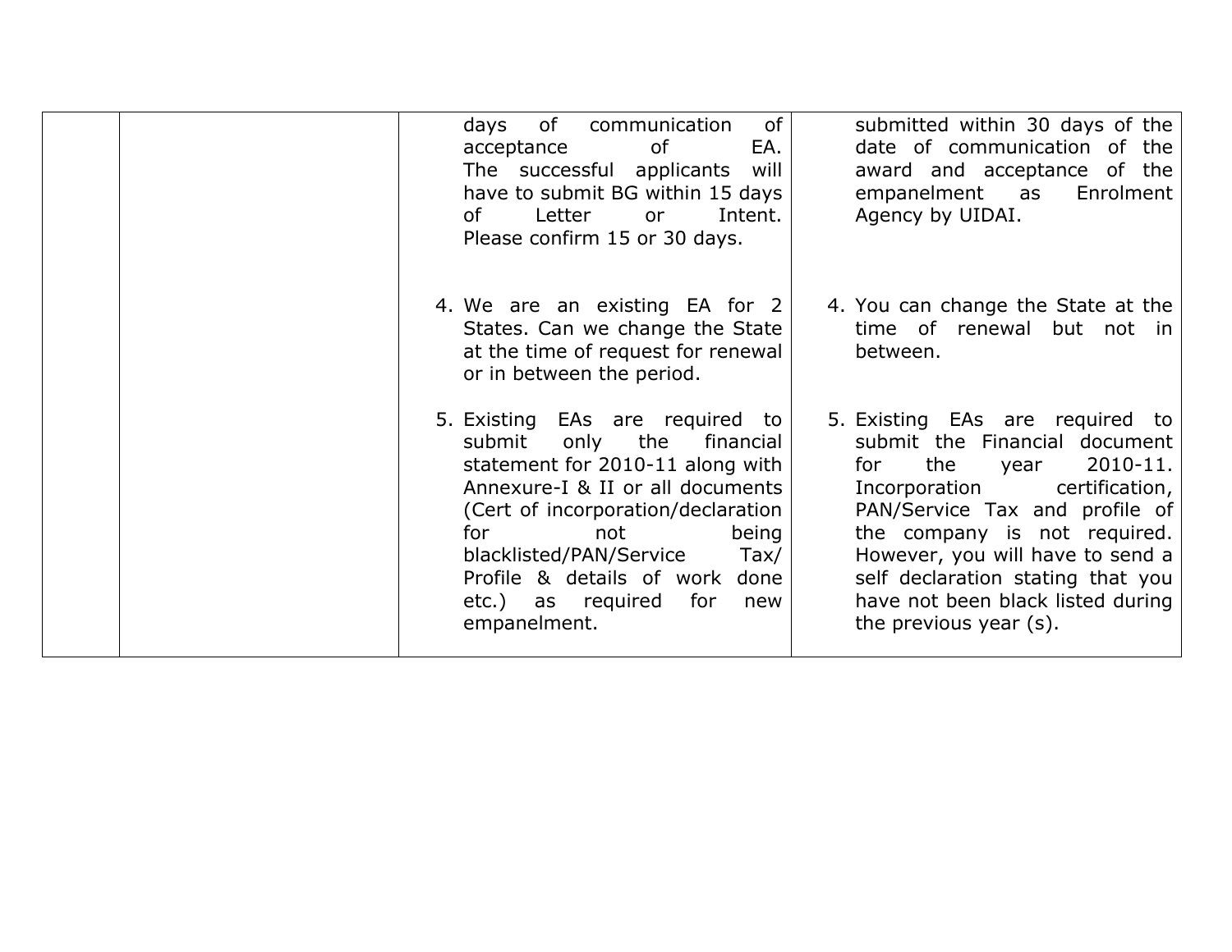|  |  |  |  |
|---|---|---|---|
|  |  | days of communication of acceptance of EA. The successful applicants will have to submit BG within 15 days of Letter or Intent. Please confirm 15 or 30 days. | submitted within 30 days of the date of communication of the award and acceptance of the empanelment as Enrolment Agency by UIDAI. |
|  |  | 4. We are an existing EA for 2 States. Can we change the State at the time of request for renewal or in between the period. | 4. You can change the State at the time of renewal but not in between. |
|  |  | 5. Existing EAs are required to submit only the financial statement for 2010-11 along with Annexure-I & II or all documents (Cert of incorporation/declaration for not being blacklisted/PAN/Service Tax/ Profile & details of work done etc.) as required for new empanelment. | 5. Existing EAs are required to submit the Financial document for the year 2010-11. Incorporation certification, PAN/Service Tax and profile of the company is not required. However, you will have to send a self declaration stating that you have not been black listed during the previous year (s). |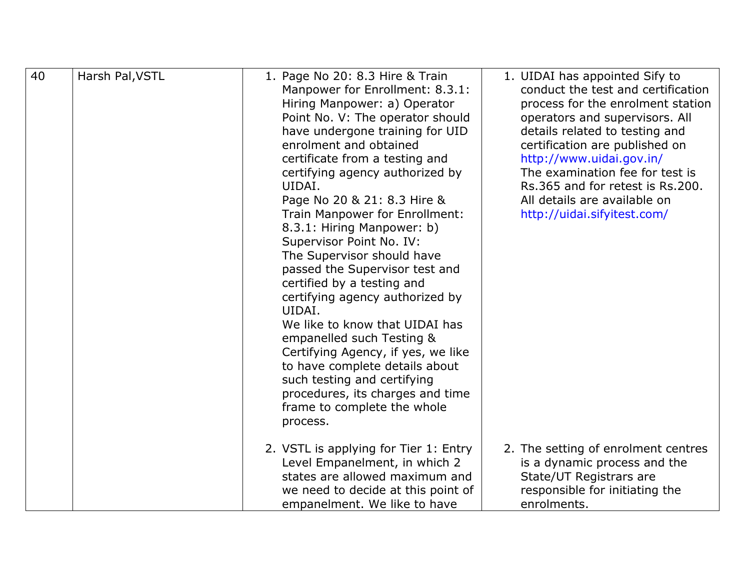| 40 | Harsh Pal,VSTL | 1. Page No 20: 8.3 Hire & Train Manpower for Enrollment: 8.3.1: Hiring Manpower: a) Operator Point No. V: The operator should have undergone training for UID enrolment and obtained certificate from a testing and certifying agency authorized by UIDAI.<br>Page No 20 & 21: 8.3 Hire & Train Manpower for Enrollment: 8.3.1: Hiring Manpower: b) Supervisor Point No. IV:<br>The Supervisor should have passed the Supervisor test and certified by a testing and certifying agency authorized by UIDAI.<br>We like to know that UIDAI has empanelled such Testing & Certifying Agency, if yes, we like to have complete details about such testing and certifying procedures, its charges and time frame to complete the whole process. | 1. UIDAI has appointed Sify to conduct the test and certification process for the enrolment station operators and supervisors. All details related to testing and certification are published on http://www.uidai.gov.in/<br>The examination fee for test is Rs.365 and for retest is Rs.200. All details are available on http://uidai.sifyitest.com/ |
|---|---|---|---|
| | | 2. VSTL is applying for Tier 1: Entry Level Empanelment, in which 2 states are allowed maximum and we need to decide at this point of empanelment. We like to have | 2. The setting of enrolment centres is a dynamic process and the State/UT Registrars are responsible for initiating the enrolments. |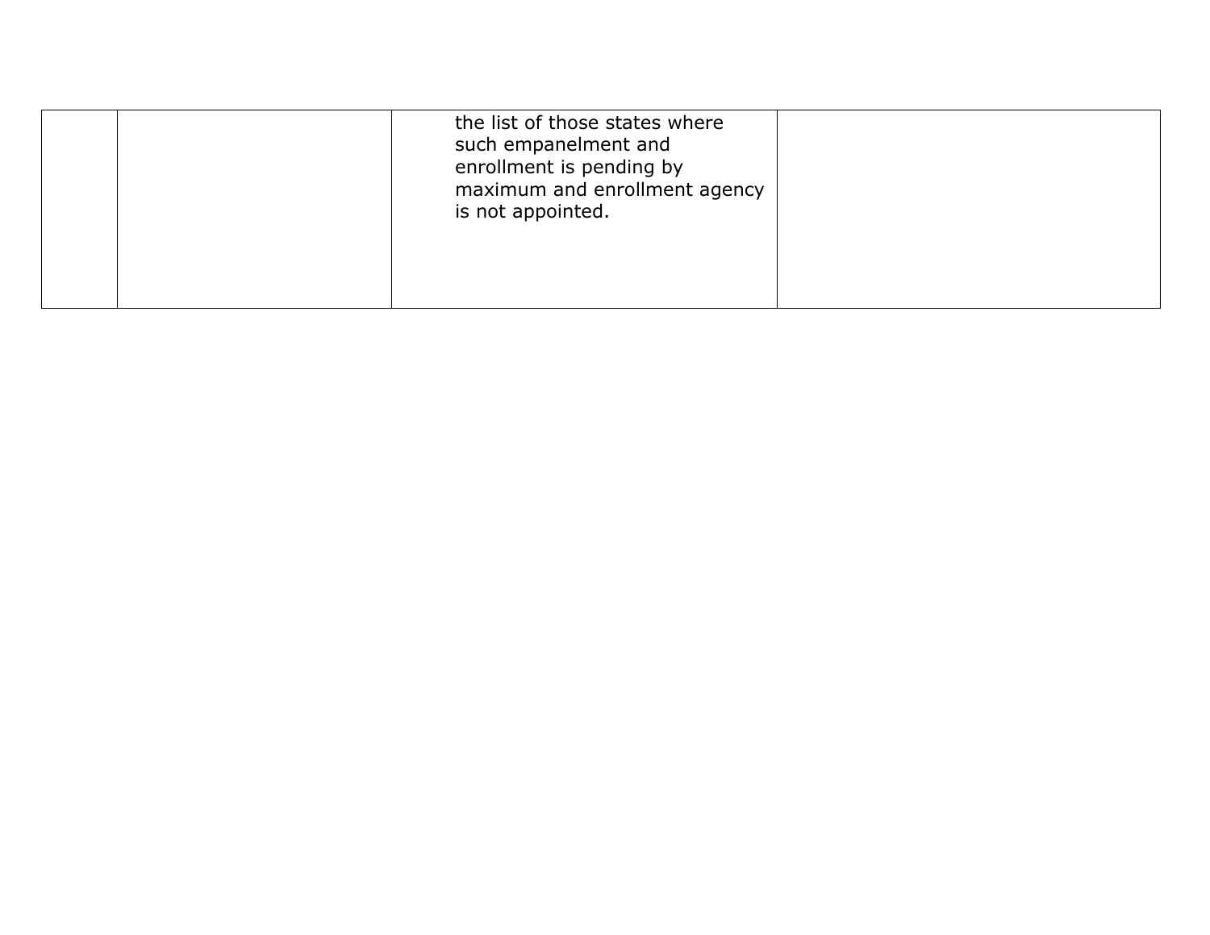| | | | |
|---|---|---|---|
| | | the list of those states where such empanelment and enrollment is pending by maximum and enrollment agency is not appointed. | |